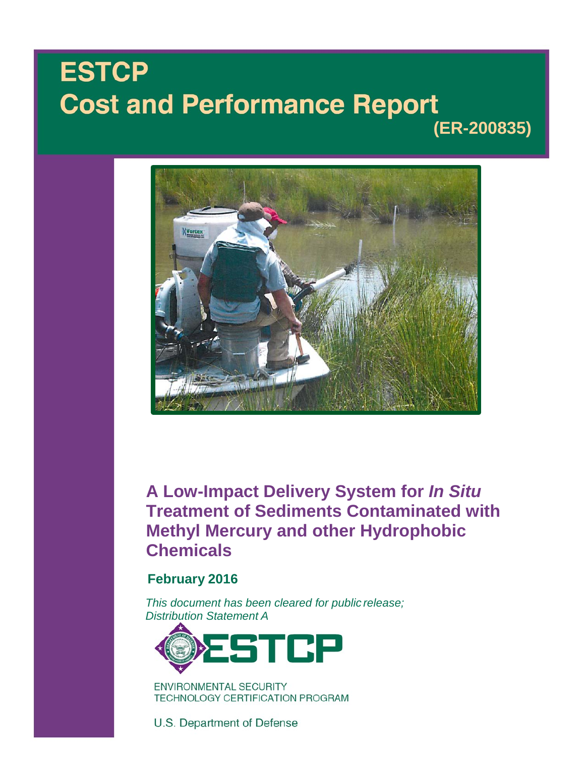# ESTCP

# Cost and Performance Report

**(ER-200835)**

## A Low-Impact Delivery System for *In Situ* Treatment of Sediments Contaminated with Methyl Mercury and other Hydrophobic Chemicals

**February 2016**

*This document has been cleared for public release; Distribution Statement A*

ESTCP

ENVIRONMENTAL SECURITY TECHNOLOGY CERTIFICATION PROGRAM

U.S. Department of Defense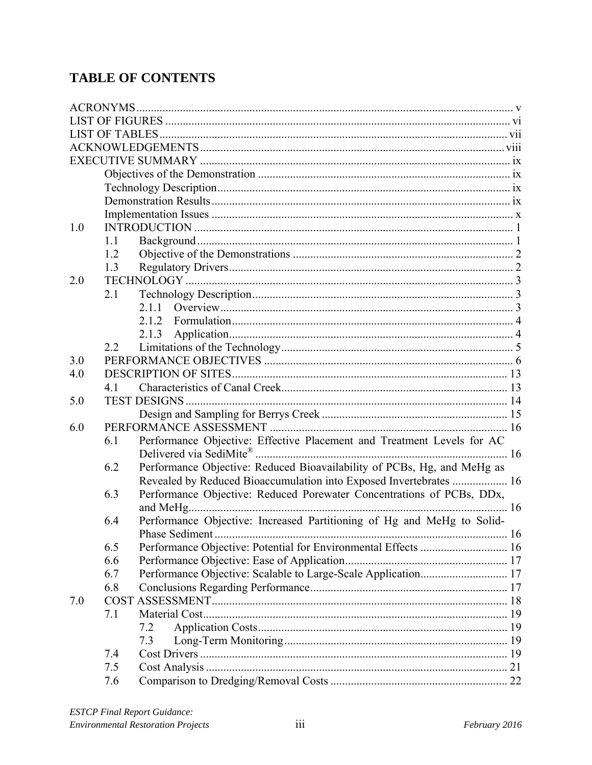# TABLE OF CONTENTS

ACRONYMS ........ v
LIST OF FIGURES ........ vi
LIST OF TABLES ........ vii
ACKNOWLEDGEMENTS ........ viii
EXECUTIVE SUMMARY ........ ix
- Objectives of the Demonstration ........ ix
- Technology Description ........ ix
- Demonstration Results ........ ix
- Implementation Issues ........ x

1.0 INTRODUCTION ........ 1
- 1.1 Background ........ 1
- 1.2 Objective of the Demonstrations ........ 2
- 1.3 Regulatory Drivers ........ 2

2.0 TECHNOLOGY ........ 3
- 2.1 Technology Description ........ 3
  - 2.1.1 Overview ........ 3
  - 2.1.2 Formulation ........ 4
  - 2.1.3 Application ........ 4
- 2.2 Limitations of the Technology ........ 5

3.0 PERFORMANCE OBJECTIVES ........ 6

4.0 DESCRIPTION OF SITES ........ 13
- 4.1 Characteristics of Canal Creek ........ 13

5.0 TEST DESIGNS ........ 14
- Design and Sampling for Berrys Creek ........ 15

6.0 PERFORMANCE ASSESSMENT ........ 16
- 6.1 Performance Objective: Effective Placement and Treatment Levels for AC Delivered via SediMite® ........ 16
- 6.2 Performance Objective: Reduced Bioavailability of PCBs, Hg, and MeHg as Revealed by Reduced Bioaccumulation into Exposed Invertebrates ........ 16
- 6.3 Performance Objective: Reduced Porewater Concentrations of PCBs, DDx, and MeHg ........ 16
- 6.4 Performance Objective: Increased Partitioning of Hg and MeHg to Solid-Phase Sediment ........ 16
- 6.5 Performance Objective: Potential for Environmental Effects ........ 16
- 6.6 Performance Objective: Ease of Application ........ 17
- 6.7 Performance Objective: Scalable to Large-Scale Application ........ 17
- 6.8 Conclusions Regarding Performance ........ 17

7.0 COST ASSESSMENT ........ 18
- 7.1 Material Cost ........ 19
  - 7.2 Application Costs ........ 19
  - 7.3 Long-Term Monitoring ........ 19
- 7.4 Cost Drivers ........ 19
- 7.5 Cost Analysis ........ 21
- 7.6 Comparison to Dredging/Removal Costs ........ 22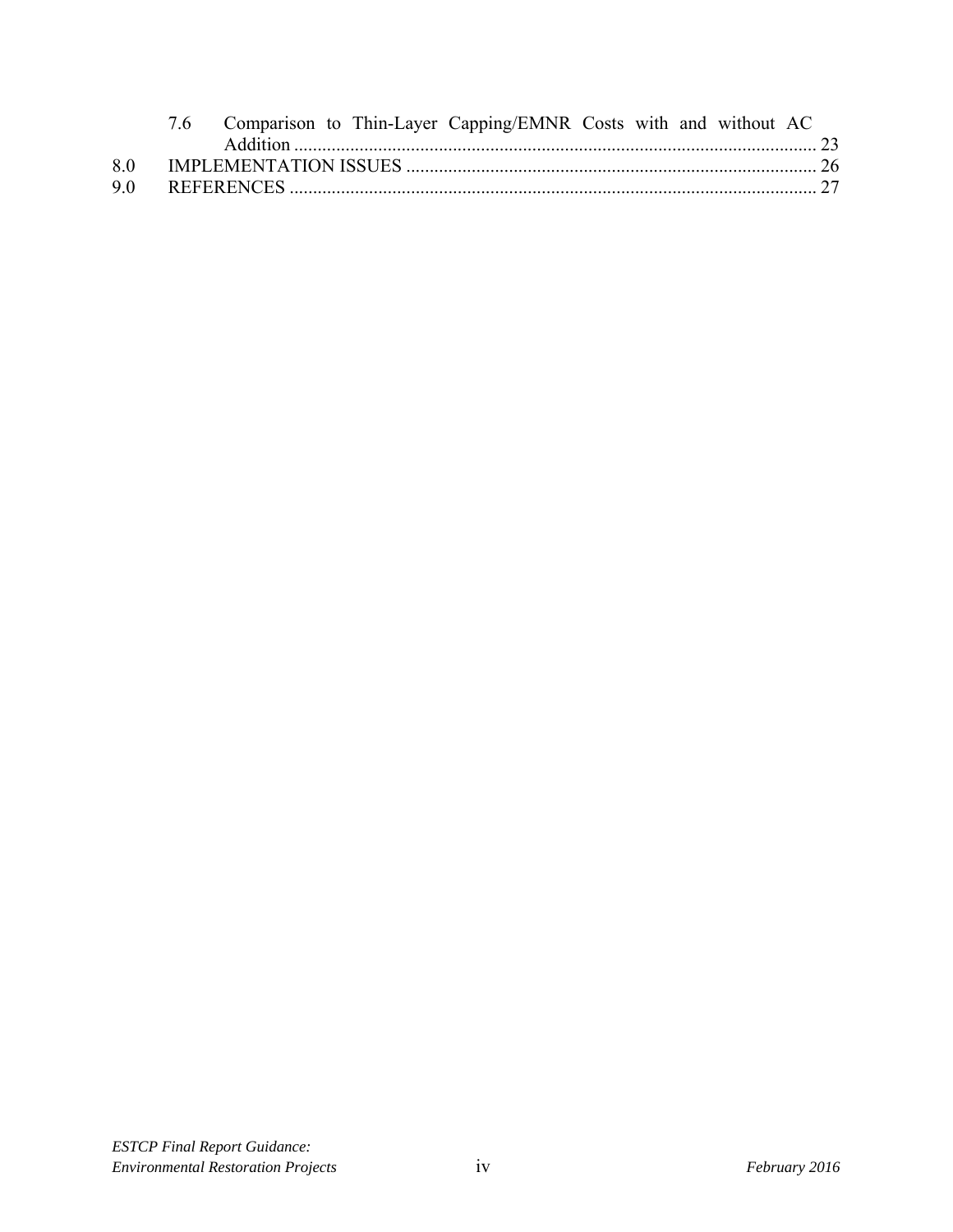7.6 Comparison to Thin-Layer Capping/EMNR Costs with and without AC Addition ................................................................................................................ 23

8.0 IMPLEMENTATION ISSUES ........................................................................................ 26

9.0 REFERENCES ................................................................................................................. 27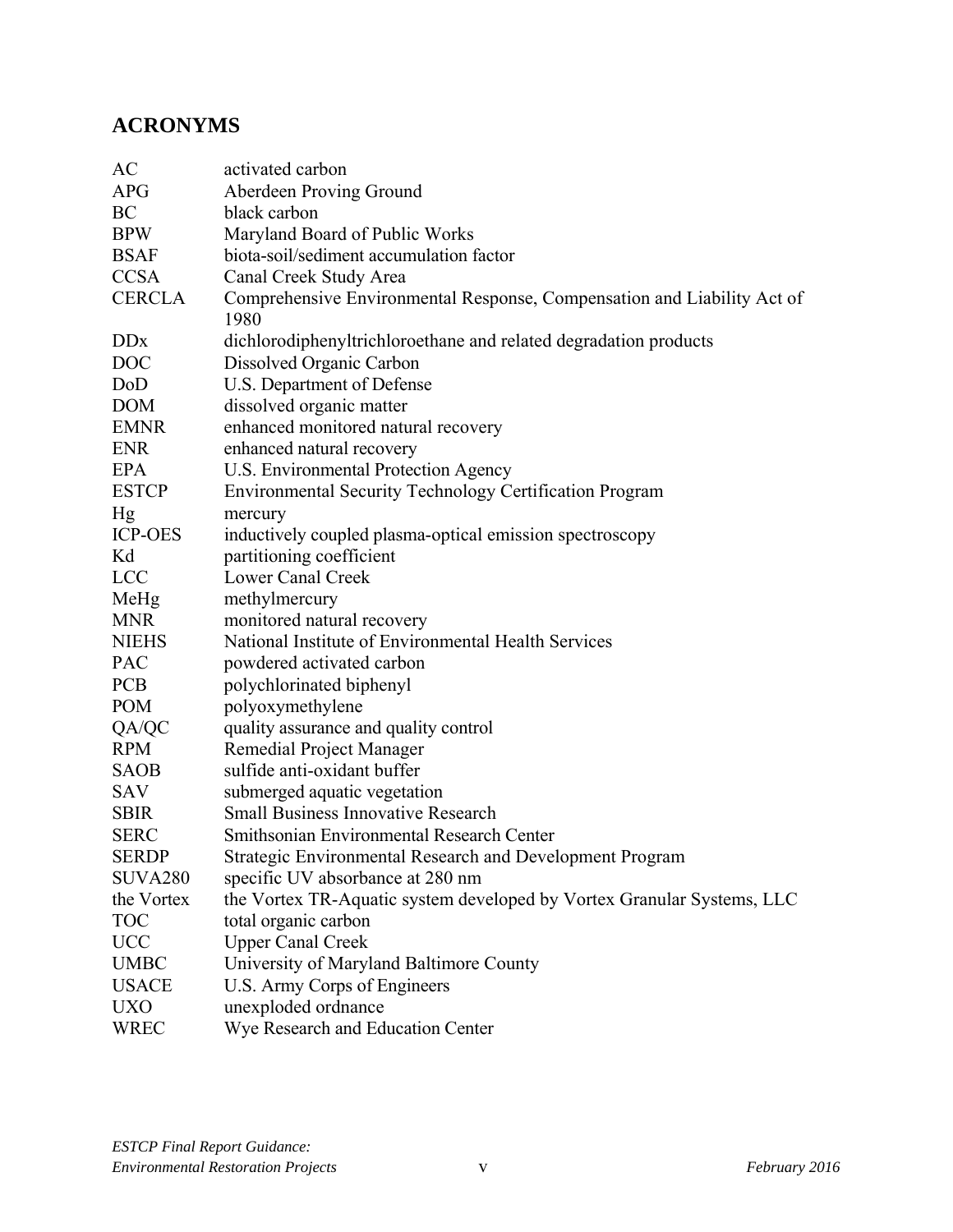## ACRONYMS

| | |
|---|---|
| AC | activated carbon |
| APG | Aberdeen Proving Ground |
| BC | black carbon |
| BPW | Maryland Board of Public Works |
| BSAF | biota-soil/sediment accumulation factor |
| CCSA | Canal Creek Study Area |
| CERCLA | Comprehensive Environmental Response, Compensation and Liability Act of 1980 |
| DDx | dichlorodiphenyltrichloroethane and related degradation products |
| DOC | Dissolved Organic Carbon |
| DoD | U.S. Department of Defense |
| DOM | dissolved organic matter |
| EMNR | enhanced monitored natural recovery |
| ENR | enhanced natural recovery |
| EPA | U.S. Environmental Protection Agency |
| ESTCP | Environmental Security Technology Certification Program |
| Hg | mercury |
| ICP-OES | inductively coupled plasma-optical emission spectroscopy |
| Kd | partitioning coefficient |
| LCC | Lower Canal Creek |
| MeHg | methylmercury |
| MNR | monitored natural recovery |
| NIEHS | National Institute of Environmental Health Services |
| PAC | powdered activated carbon |
| PCB | polychlorinated biphenyl |
| POM | polyoxymethylene |
| QA/QC | quality assurance and quality control |
| RPM | Remedial Project Manager |
| SAOB | sulfide anti-oxidant buffer |
| SAV | submerged aquatic vegetation |
| SBIR | Small Business Innovative Research |
| SERC | Smithsonian Environmental Research Center |
| SERDP | Strategic Environmental Research and Development Program |
| SUVA280 | specific UV absorbance at 280 nm |
| the Vortex | the Vortex TR-Aquatic system developed by Vortex Granular Systems, LLC |
| TOC | total organic carbon |
| UCC | Upper Canal Creek |
| UMBC | University of Maryland Baltimore County |
| USACE | U.S. Army Corps of Engineers |
| UXO | unexploded ordnance |
| WREC | Wye Research and Education Center |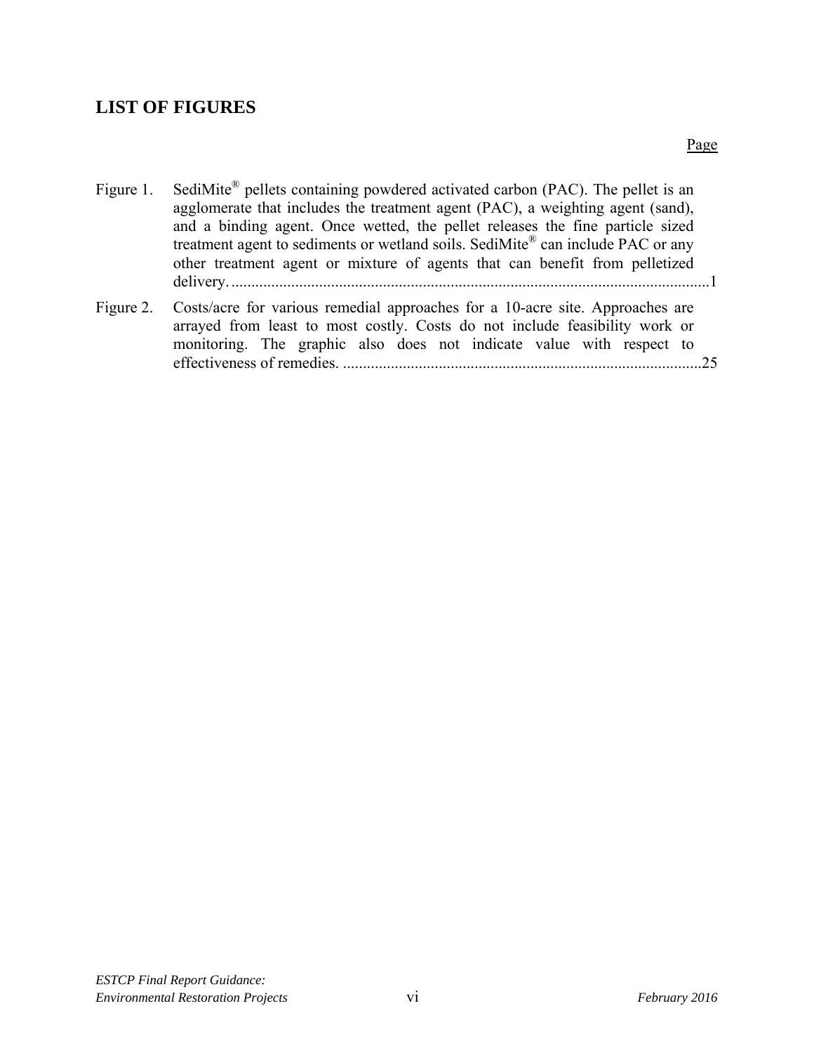## LIST OF FIGURES

Page

Figure 1. SediMite® pellets containing powdered activated carbon (PAC). The pellet is an agglomerate that includes the treatment agent (PAC), a weighting agent (sand), and a binding agent. Once wetted, the pellet releases the fine particle sized treatment agent to sediments or wetland soils. SediMite® can include PAC or any other treatment agent or mixture of agents that can benefit from pelletized delivery. ........................................................................................................................1

Figure 2. Costs/acre for various remedial approaches for a 10-acre site. Approaches are arrayed from least to most costly. Costs do not include feasibility work or monitoring. The graphic also does not indicate value with respect to effectiveness of remedies. ..........................................................................................25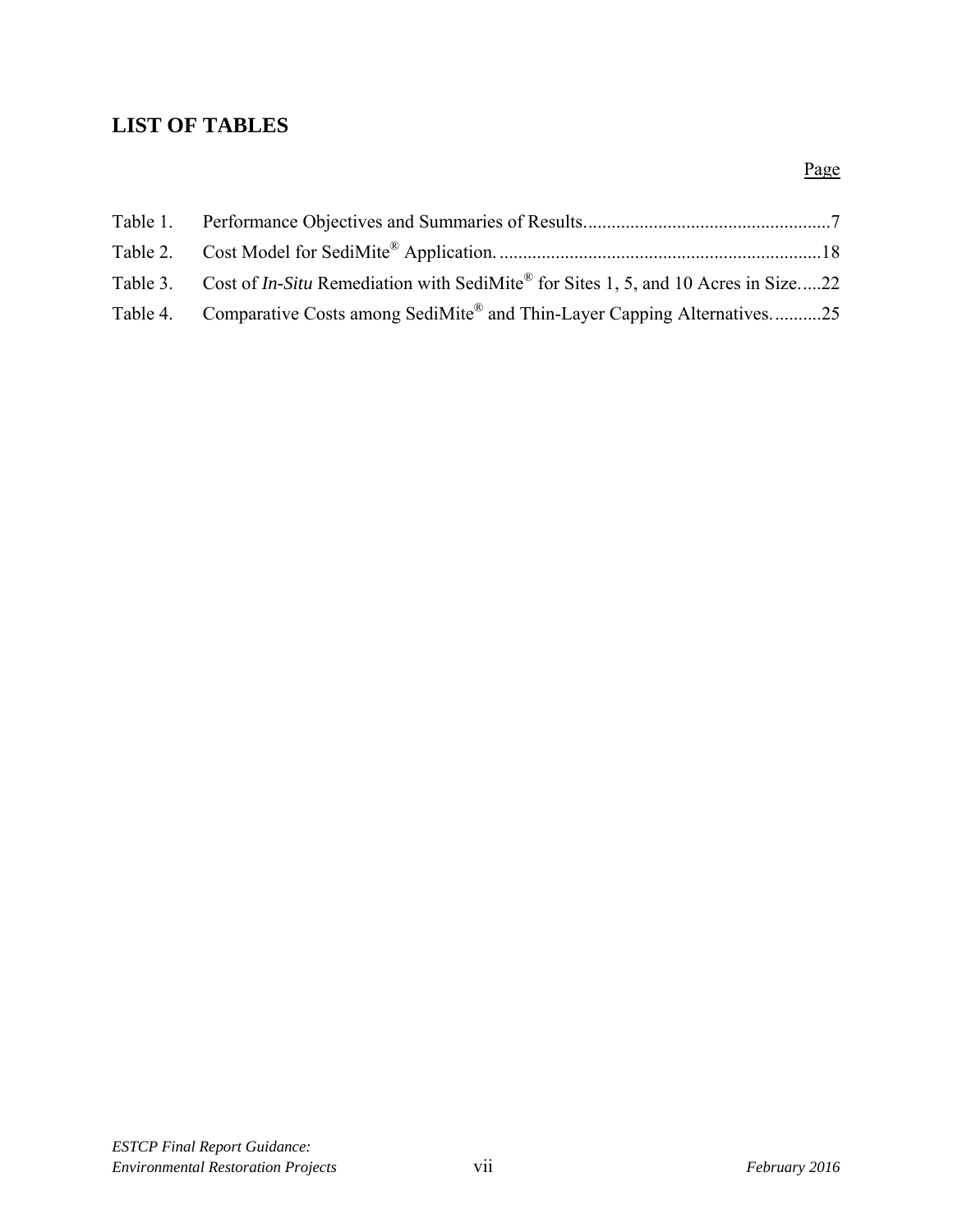## LIST OF TABLES

Page

Table 1. Performance Objectives and Summaries of Results....................................................7

Table 2. Cost Model for SediMite® Application. ....................................................................18

Table 3. Cost of *In-Situ* Remediation with SediMite® for Sites 1, 5, and 10 Acres in Size.....22

Table 4. Comparative Costs among SediMite® and Thin-Layer Capping Alternatives. ..........25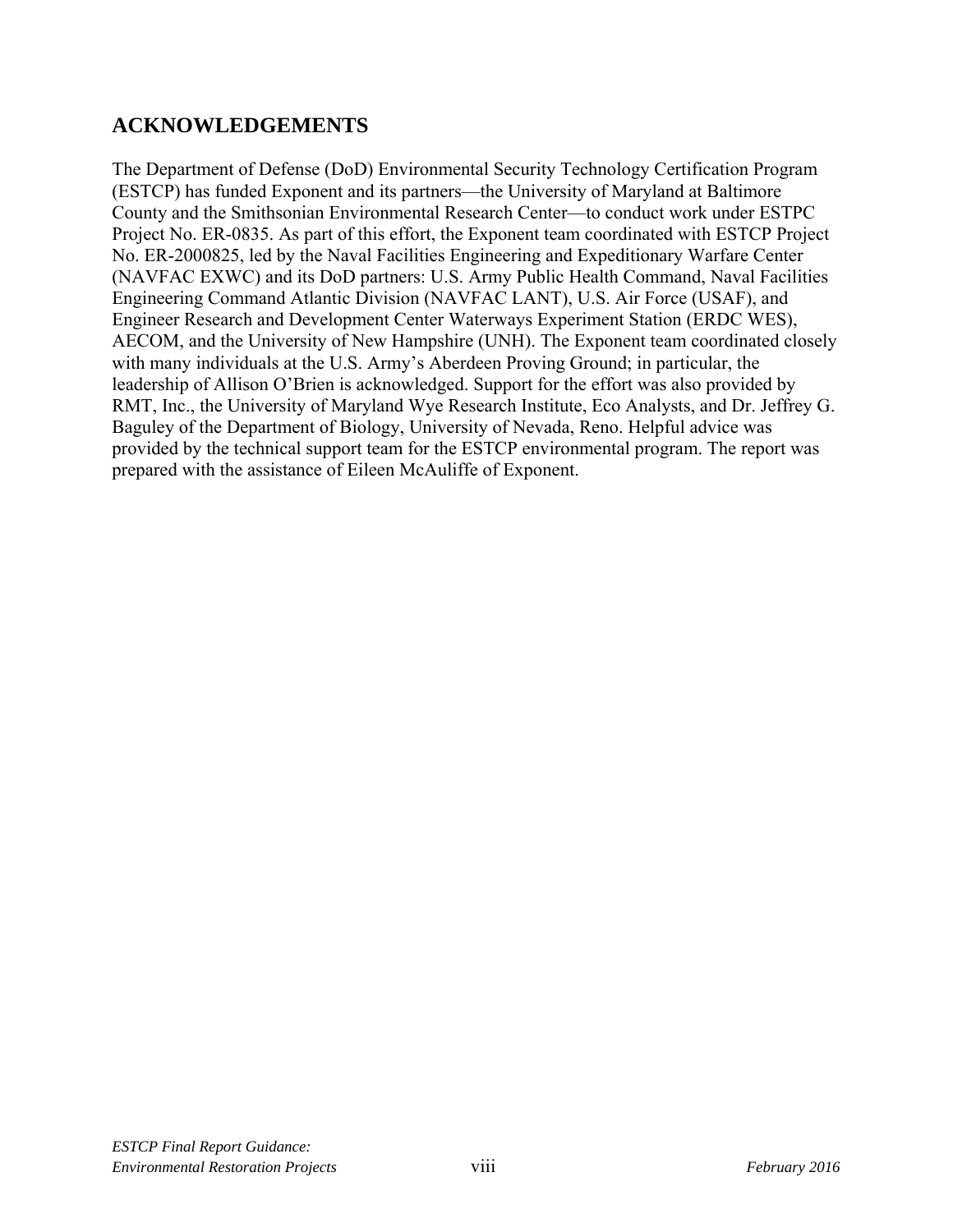## ACKNOWLEDGEMENTS

The Department of Defense (DoD) Environmental Security Technology Certification Program (ESTCP) has funded Exponent and its partners—the University of Maryland at Baltimore County and the Smithsonian Environmental Research Center—to conduct work under ESTPC Project No. ER-0835. As part of this effort, the Exponent team coordinated with ESTCP Project No. ER-2000825, led by the Naval Facilities Engineering and Expeditionary Warfare Center (NAVFAC EXWC) and its DoD partners: U.S. Army Public Health Command, Naval Facilities Engineering Command Atlantic Division (NAVFAC LANT), U.S. Air Force (USAF), and Engineer Research and Development Center Waterways Experiment Station (ERDC WES), AECOM, and the University of New Hampshire (UNH). The Exponent team coordinated closely with many individuals at the U.S. Army's Aberdeen Proving Ground; in particular, the leadership of Allison O'Brien is acknowledged. Support for the effort was also provided by RMT, Inc., the University of Maryland Wye Research Institute, Eco Analysts, and Dr. Jeffrey G. Baguley of the Department of Biology, University of Nevada, Reno. Helpful advice was provided by the technical support team for the ESTCP environmental program. The report was prepared with the assistance of Eileen McAuliffe of Exponent.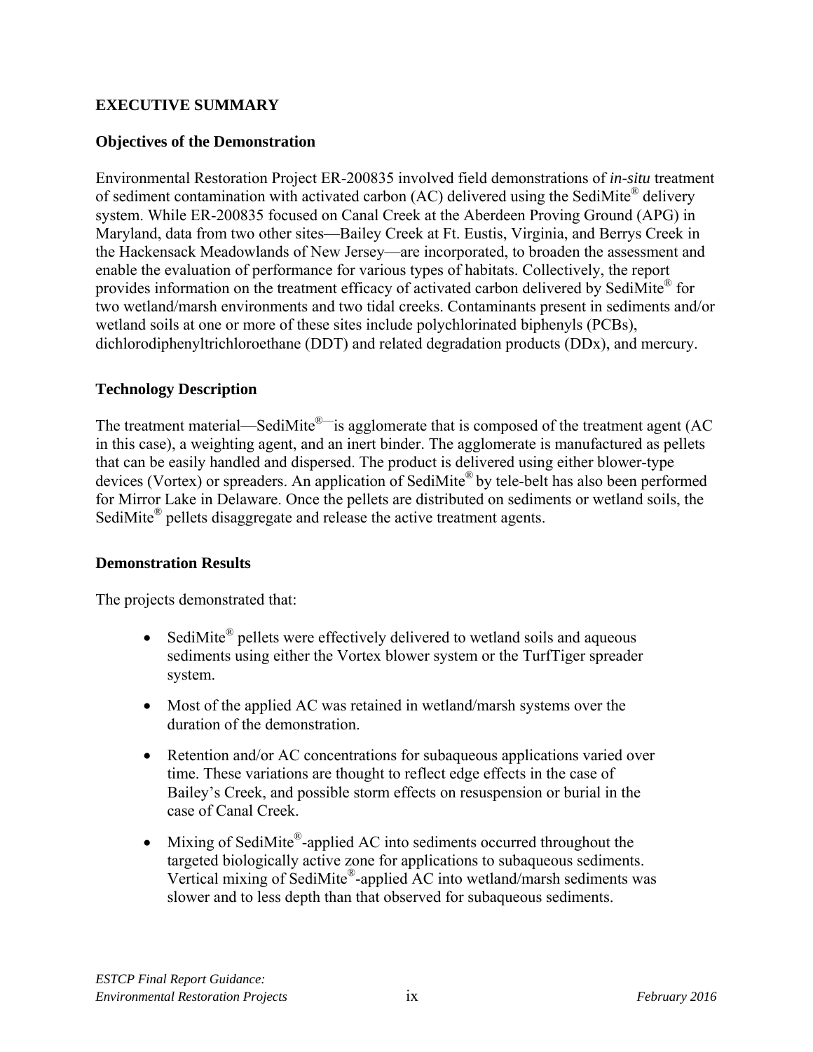## EXECUTIVE SUMMARY

### Objectives of the Demonstration

Environmental Restoration Project ER-200835 involved field demonstrations of *in-situ* treatment of sediment contamination with activated carbon (AC) delivered using the SediMite® delivery system. While ER-200835 focused on Canal Creek at the Aberdeen Proving Ground (APG) in Maryland, data from two other sites—Bailey Creek at Ft. Eustis, Virginia, and Berrys Creek in the Hackensack Meadowlands of New Jersey—are incorporated, to broaden the assessment and enable the evaluation of performance for various types of habitats. Collectively, the report provides information on the treatment efficacy of activated carbon delivered by SediMite® for two wetland/marsh environments and two tidal creeks. Contaminants present in sediments and/or wetland soils at one or more of these sites include polychlorinated biphenyls (PCBs), dichlorodiphenyltrichloroethane (DDT) and related degradation products (DDx), and mercury.

### Technology Description

The treatment material—SediMite®—is agglomerate that is composed of the treatment agent (AC in this case), a weighting agent, and an inert binder. The agglomerate is manufactured as pellets that can be easily handled and dispersed. The product is delivered using either blower-type devices (Vortex) or spreaders. An application of SediMite® by tele-belt has also been performed for Mirror Lake in Delaware. Once the pellets are distributed on sediments or wetland soils, the SediMite® pellets disaggregate and release the active treatment agents.

### Demonstration Results

The projects demonstrated that:

- SediMite® pellets were effectively delivered to wetland soils and aqueous sediments using either the Vortex blower system or the TurfTiger spreader system.
- Most of the applied AC was retained in wetland/marsh systems over the duration of the demonstration.
- Retention and/or AC concentrations for subaqueous applications varied over time. These variations are thought to reflect edge effects in the case of Bailey's Creek, and possible storm effects on resuspension or burial in the case of Canal Creek.
- Mixing of SediMite®-applied AC into sediments occurred throughout the targeted biologically active zone for applications to subaqueous sediments. Vertical mixing of SediMite®-applied AC into wetland/marsh sediments was slower and to less depth than that observed for subaqueous sediments.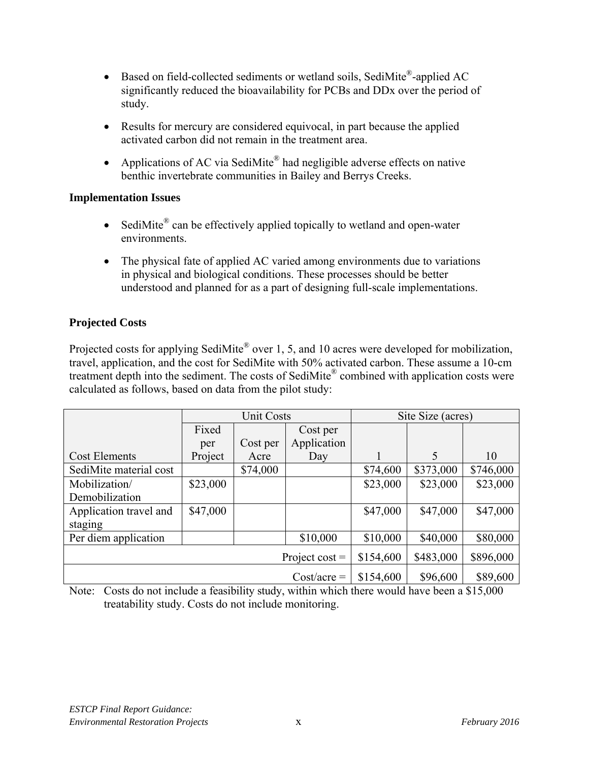- Based on field-collected sediments or wetland soils, SediMite®-applied AC significantly reduced the bioavailability for PCBs and DDx over the period of study.

- Results for mercury are considered equivocal, in part because the applied activated carbon did not remain in the treatment area.

- Applications of AC via SediMite® had negligible adverse effects on native benthic invertebrate communities in Bailey and Berrys Creeks.

**Implementation Issues**

- SediMite® can be effectively applied topically to wetland and open-water environments.

- The physical fate of applied AC varied among environments due to variations in physical and biological conditions. These processes should be better understood and planned for as a part of designing full-scale implementations.

**Projected Costs**

Projected costs for applying SediMite® over 1, 5, and 10 acres were developed for mobilization, travel, application, and the cost for SediMite with 50% activated carbon. These assume a 10-cm treatment depth into the sediment. The costs of SediMite® combined with application costs were calculated as follows, based on data from the pilot study:

| | Unit Costs | | | Site Size (acres) | | |
|---|---|---|---|---|---|---|
| Cost Elements | Fixed per Project | Cost per Acre | Cost per Application Day | 1 | 5 | 10 |
| SediMite material cost | | $74,000 | | $74,600 | $373,000 | $746,000 |
| Mobilization/ Demobilization | $23,000 | | | $23,000 | $23,000 | $23,000 |
| Application travel and staging | $47,000 | | | $47,000 | $47,000 | $47,000 |
| Per diem application | | | $10,000 | $10,000 | $40,000 | $80,000 |
| | | | Project cost = | $154,600 | $483,000 | $896,000 |
| | | | Cost/acre = | $154,600 | $96,600 | $89,600 |

Note: Costs do not include a feasibility study, within which there would have been a $15,000 treatability study. Costs do not include monitoring.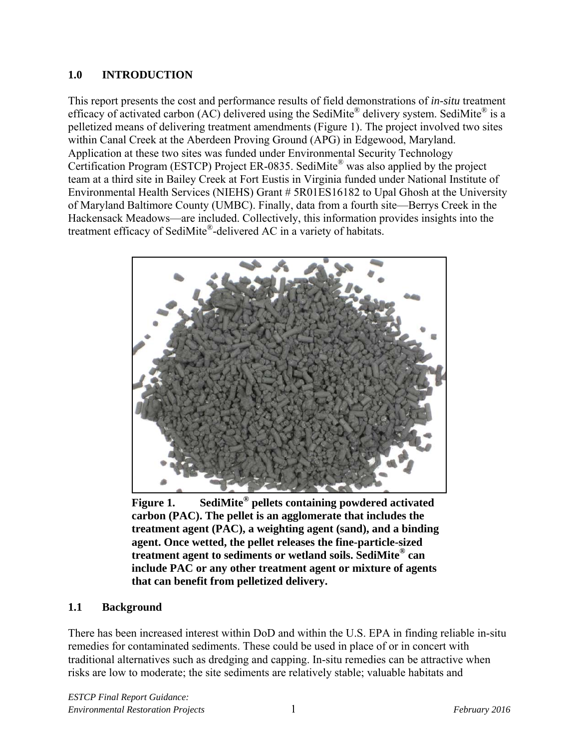## 1.0 INTRODUCTION

This report presents the cost and performance results of field demonstrations of *in-situ* treatment efficacy of activated carbon (AC) delivered using the SediMite® delivery system. SediMite® is a pelletized means of delivering treatment amendments (Figure 1). The project involved two sites within Canal Creek at the Aberdeen Proving Ground (APG) in Edgewood, Maryland. Application at these two sites was funded under Environmental Security Technology Certification Program (ESTCP) Project ER-0835. SediMite® was also applied by the project team at a third site in Bailey Creek at Fort Eustis in Virginia funded under National Institute of Environmental Health Services (NIEHS) Grant # 5R01ES16182 to Upal Ghosh at the University of Maryland Baltimore County (UMBC). Finally, data from a fourth site—Berrys Creek in the Hackensack Meadows—are included. Collectively, this information provides insights into the treatment efficacy of SediMite®-delivered AC in a variety of habitats.

**Figure 1. SediMite® pellets containing powdered activated carbon (PAC). The pellet is an agglomerate that includes the treatment agent (PAC), a weighting agent (sand), and a binding agent. Once wetted, the pellet releases the fine-particle-sized treatment agent to sediments or wetland soils. SediMite® can include PAC or any other treatment agent or mixture of agents that can benefit from pelletized delivery.**

### 1.1 Background

There has been increased interest within DoD and within the U.S. EPA in finding reliable in-situ remedies for contaminated sediments. These could be used in place of or in concert with traditional alternatives such as dredging and capping. In-situ remedies can be attractive when risks are low to moderate; the site sediments are relatively stable; valuable habitats and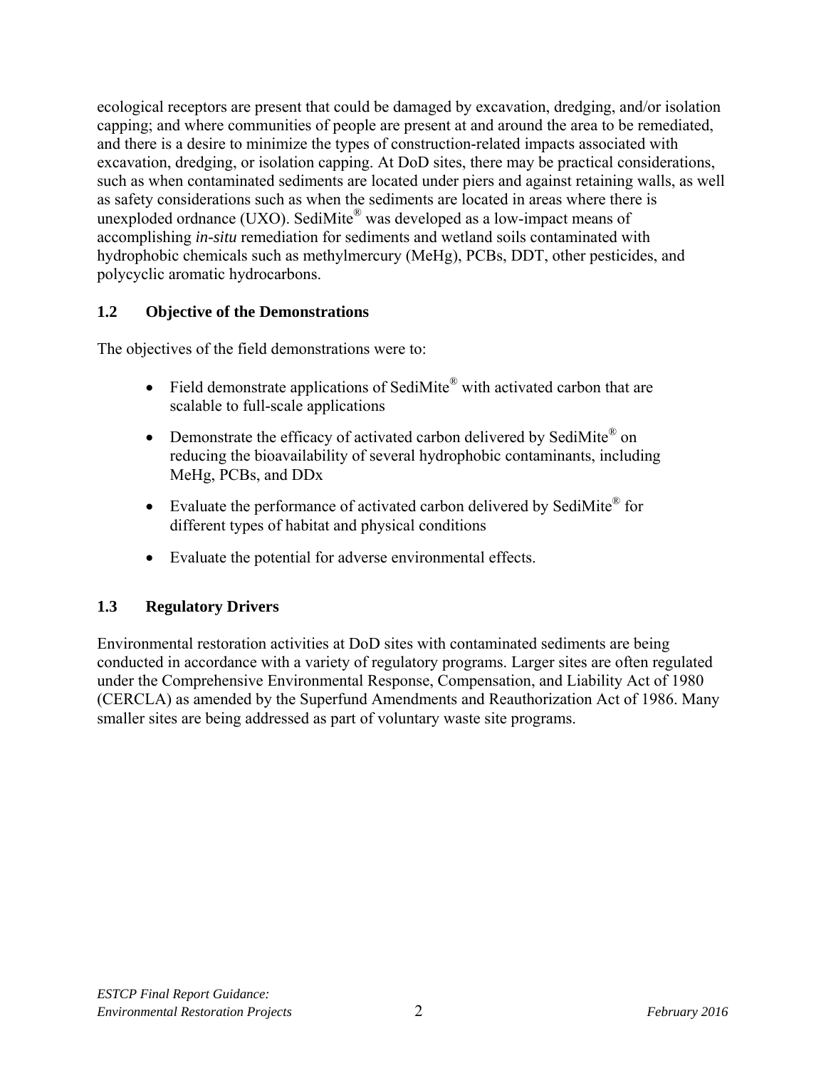ecological receptors are present that could be damaged by excavation, dredging, and/or isolation capping; and where communities of people are present at and around the area to be remediated, and there is a desire to minimize the types of construction-related impacts associated with excavation, dredging, or isolation capping. At DoD sites, there may be practical considerations, such as when contaminated sediments are located under piers and against retaining walls, as well as safety considerations such as when the sediments are located in areas where there is unexploded ordnance (UXO). SediMite® was developed as a low-impact means of accomplishing *in-situ* remediation for sediments and wetland soils contaminated with hydrophobic chemicals such as methylmercury (MeHg), PCBs, DDT, other pesticides, and polycyclic aromatic hydrocarbons.

## 1.2 Objective of the Demonstrations

The objectives of the field demonstrations were to:

- Field demonstrate applications of SediMite® with activated carbon that are scalable to full-scale applications
- Demonstrate the efficacy of activated carbon delivered by SediMite® on reducing the bioavailability of several hydrophobic contaminants, including MeHg, PCBs, and DDx
- Evaluate the performance of activated carbon delivered by SediMite® for different types of habitat and physical conditions
- Evaluate the potential for adverse environmental effects.

## 1.3 Regulatory Drivers

Environmental restoration activities at DoD sites with contaminated sediments are being conducted in accordance with a variety of regulatory programs. Larger sites are often regulated under the Comprehensive Environmental Response, Compensation, and Liability Act of 1980 (CERCLA) as amended by the Superfund Amendments and Reauthorization Act of 1986. Many smaller sites are being addressed as part of voluntary waste site programs.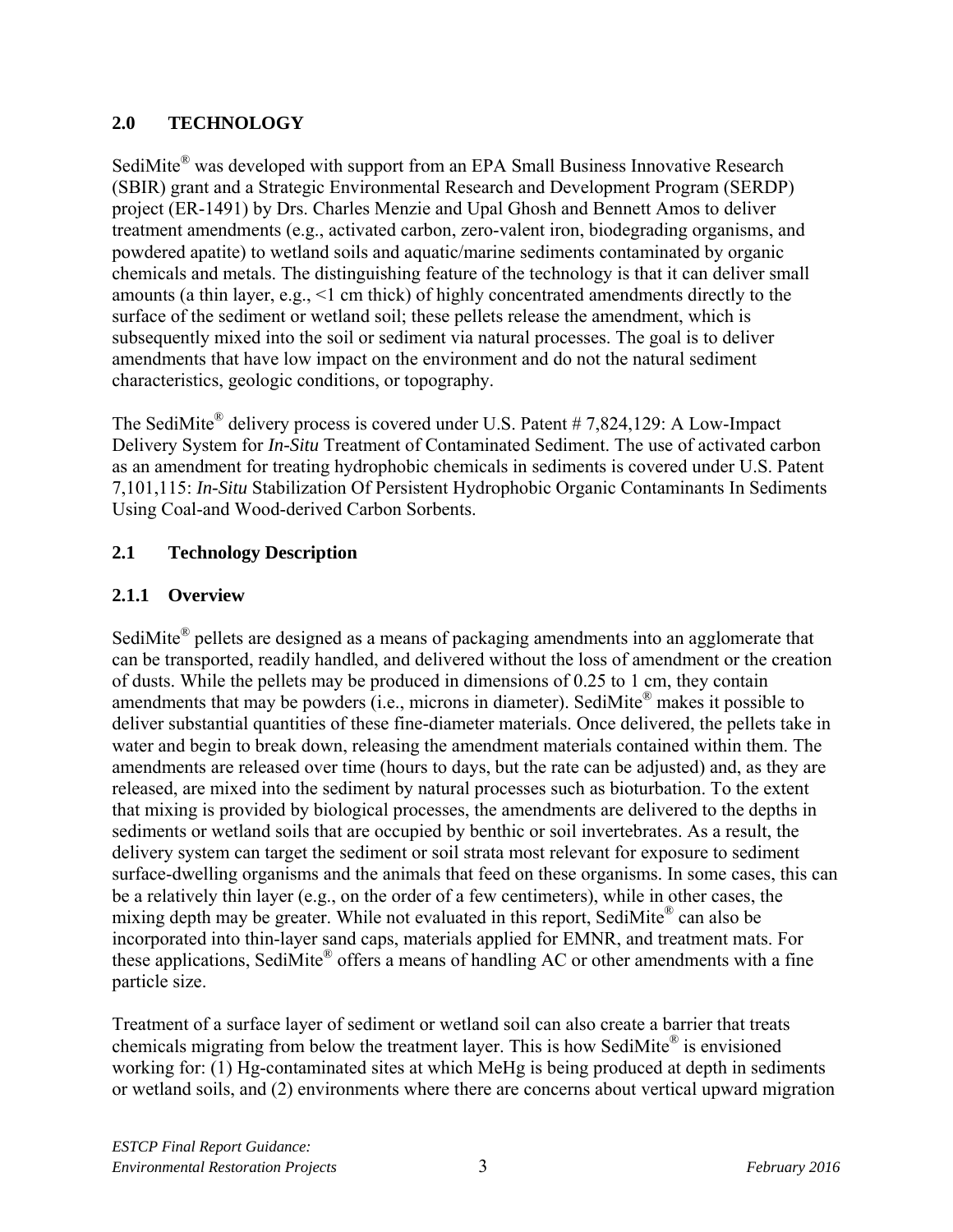## 2.0 TECHNOLOGY

SediMite® was developed with support from an EPA Small Business Innovative Research (SBIR) grant and a Strategic Environmental Research and Development Program (SERDP) project (ER-1491) by Drs. Charles Menzie and Upal Ghosh and Bennett Amos to deliver treatment amendments (e.g., activated carbon, zero-valent iron, biodegrading organisms, and powdered apatite) to wetland soils and aquatic/marine sediments contaminated by organic chemicals and metals. The distinguishing feature of the technology is that it can deliver small amounts (a thin layer, e.g., <1 cm thick) of highly concentrated amendments directly to the surface of the sediment or wetland soil; these pellets release the amendment, which is subsequently mixed into the soil or sediment via natural processes. The goal is to deliver amendments that have low impact on the environment and do not the natural sediment characteristics, geologic conditions, or topography.

The SediMite® delivery process is covered under U.S. Patent # 7,824,129: A Low-Impact Delivery System for *In-Situ* Treatment of Contaminated Sediment. The use of activated carbon as an amendment for treating hydrophobic chemicals in sediments is covered under U.S. Patent 7,101,115: *In-Situ* Stabilization Of Persistent Hydrophobic Organic Contaminants In Sediments Using Coal-and Wood-derived Carbon Sorbents.

### 2.1 Technology Description

#### 2.1.1 Overview

SediMite® pellets are designed as a means of packaging amendments into an agglomerate that can be transported, readily handled, and delivered without the loss of amendment or the creation of dusts. While the pellets may be produced in dimensions of 0.25 to 1 cm, they contain amendments that may be powders (i.e., microns in diameter). SediMite® makes it possible to deliver substantial quantities of these fine-diameter materials. Once delivered, the pellets take in water and begin to break down, releasing the amendment materials contained within them. The amendments are released over time (hours to days, but the rate can be adjusted) and, as they are released, are mixed into the sediment by natural processes such as bioturbation. To the extent that mixing is provided by biological processes, the amendments are delivered to the depths in sediments or wetland soils that are occupied by benthic or soil invertebrates. As a result, the delivery system can target the sediment or soil strata most relevant for exposure to sediment surface-dwelling organisms and the animals that feed on these organisms. In some cases, this can be a relatively thin layer (e.g., on the order of a few centimeters), while in other cases, the mixing depth may be greater. While not evaluated in this report, SediMite® can also be incorporated into thin-layer sand caps, materials applied for EMNR, and treatment mats. For these applications, SediMite® offers a means of handling AC or other amendments with a fine particle size.

Treatment of a surface layer of sediment or wetland soil can also create a barrier that treats chemicals migrating from below the treatment layer. This is how SediMite® is envisioned working for: (1) Hg-contaminated sites at which MeHg is being produced at depth in sediments or wetland soils, and (2) environments where there are concerns about vertical upward migration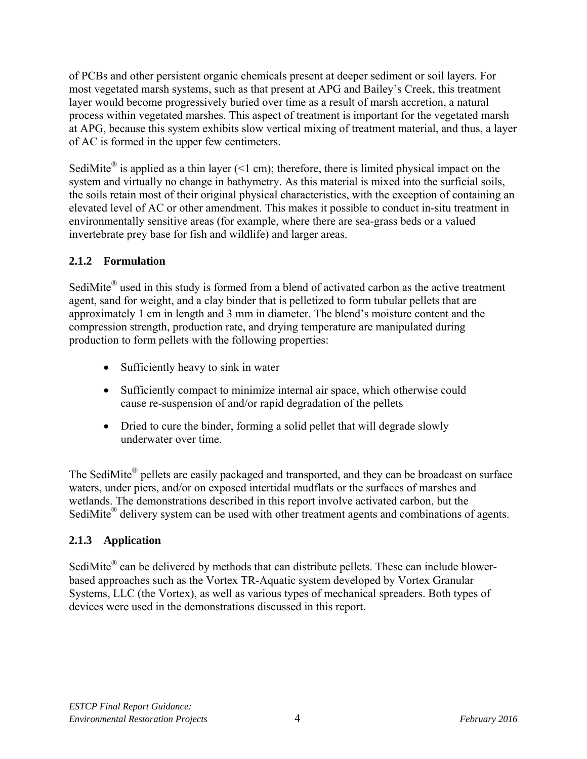of PCBs and other persistent organic chemicals present at deeper sediment or soil layers. For most vegetated marsh systems, such as that present at APG and Bailey's Creek, this treatment layer would become progressively buried over time as a result of marsh accretion, a natural process within vegetated marshes. This aspect of treatment is important for the vegetated marsh at APG, because this system exhibits slow vertical mixing of treatment material, and thus, a layer of AC is formed in the upper few centimeters.

SediMite® is applied as a thin layer (<1 cm); therefore, there is limited physical impact on the system and virtually no change in bathymetry. As this material is mixed into the surficial soils, the soils retain most of their original physical characteristics, with the exception of containing an elevated level of AC or other amendment. This makes it possible to conduct in-situ treatment in environmentally sensitive areas (for example, where there are sea-grass beds or a valued invertebrate prey base for fish and wildlife) and larger areas.

### 2.1.2 Formulation

SediMite® used in this study is formed from a blend of activated carbon as the active treatment agent, sand for weight, and a clay binder that is pelletized to form tubular pellets that are approximately 1 cm in length and 3 mm in diameter. The blend's moisture content and the compression strength, production rate, and drying temperature are manipulated during production to form pellets with the following properties:

- Sufficiently heavy to sink in water
- Sufficiently compact to minimize internal air space, which otherwise could cause re-suspension of and/or rapid degradation of the pellets
- Dried to cure the binder, forming a solid pellet that will degrade slowly underwater over time.

The SediMite® pellets are easily packaged and transported, and they can be broadcast on surface waters, under piers, and/or on exposed intertidal mudflats or the surfaces of marshes and wetlands. The demonstrations described in this report involve activated carbon, but the SediMite® delivery system can be used with other treatment agents and combinations of agents.

### 2.1.3 Application

SediMite® can be delivered by methods that can distribute pellets. These can include blower-based approaches such as the Vortex TR-Aquatic system developed by Vortex Granular Systems, LLC (the Vortex), as well as various types of mechanical spreaders. Both types of devices were used in the demonstrations discussed in this report.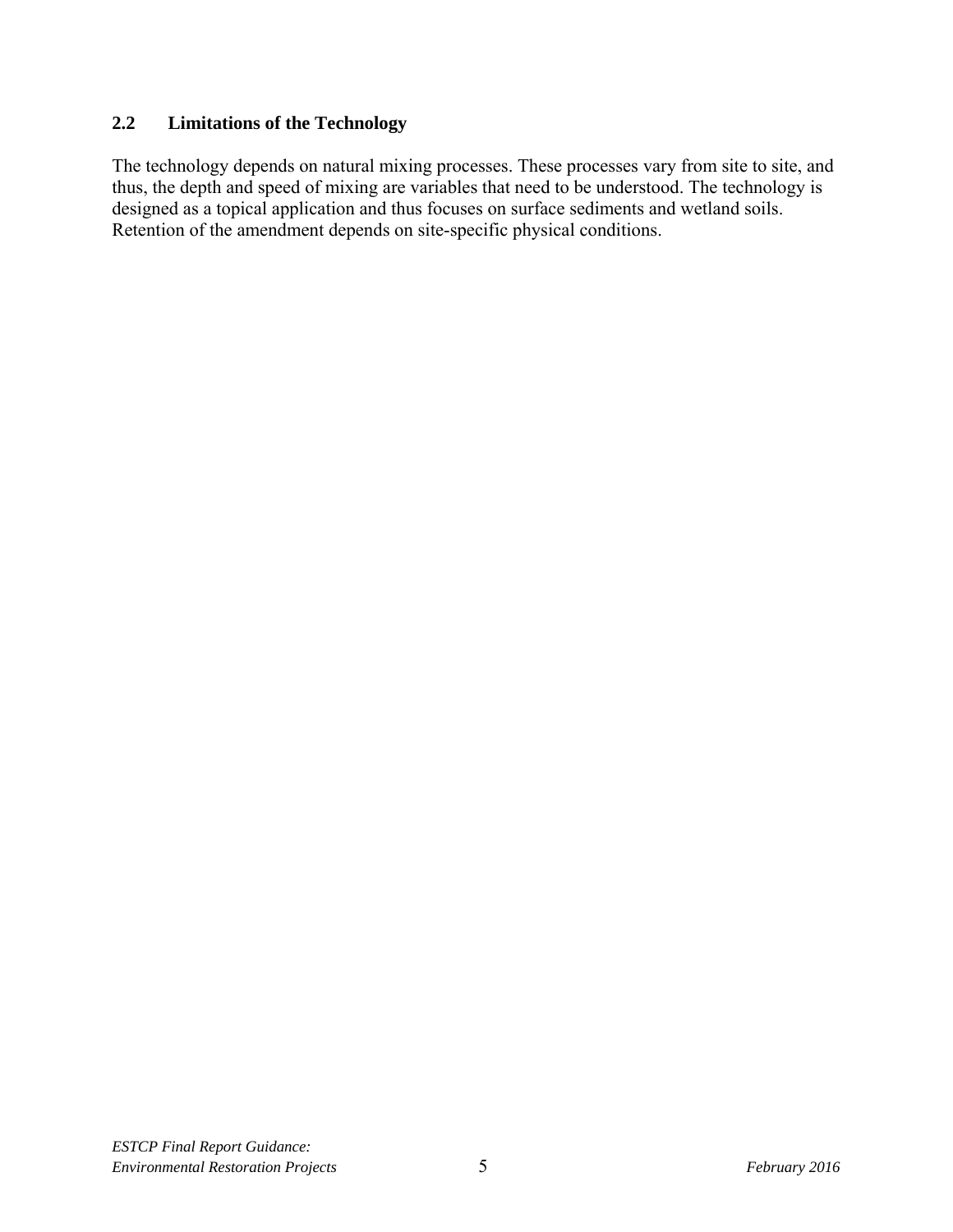### 2.2 Limitations of the Technology

The technology depends on natural mixing processes. These processes vary from site to site, and thus, the depth and speed of mixing are variables that need to be understood. The technology is designed as a topical application and thus focuses on surface sediments and wetland soils. Retention of the amendment depends on site-specific physical conditions.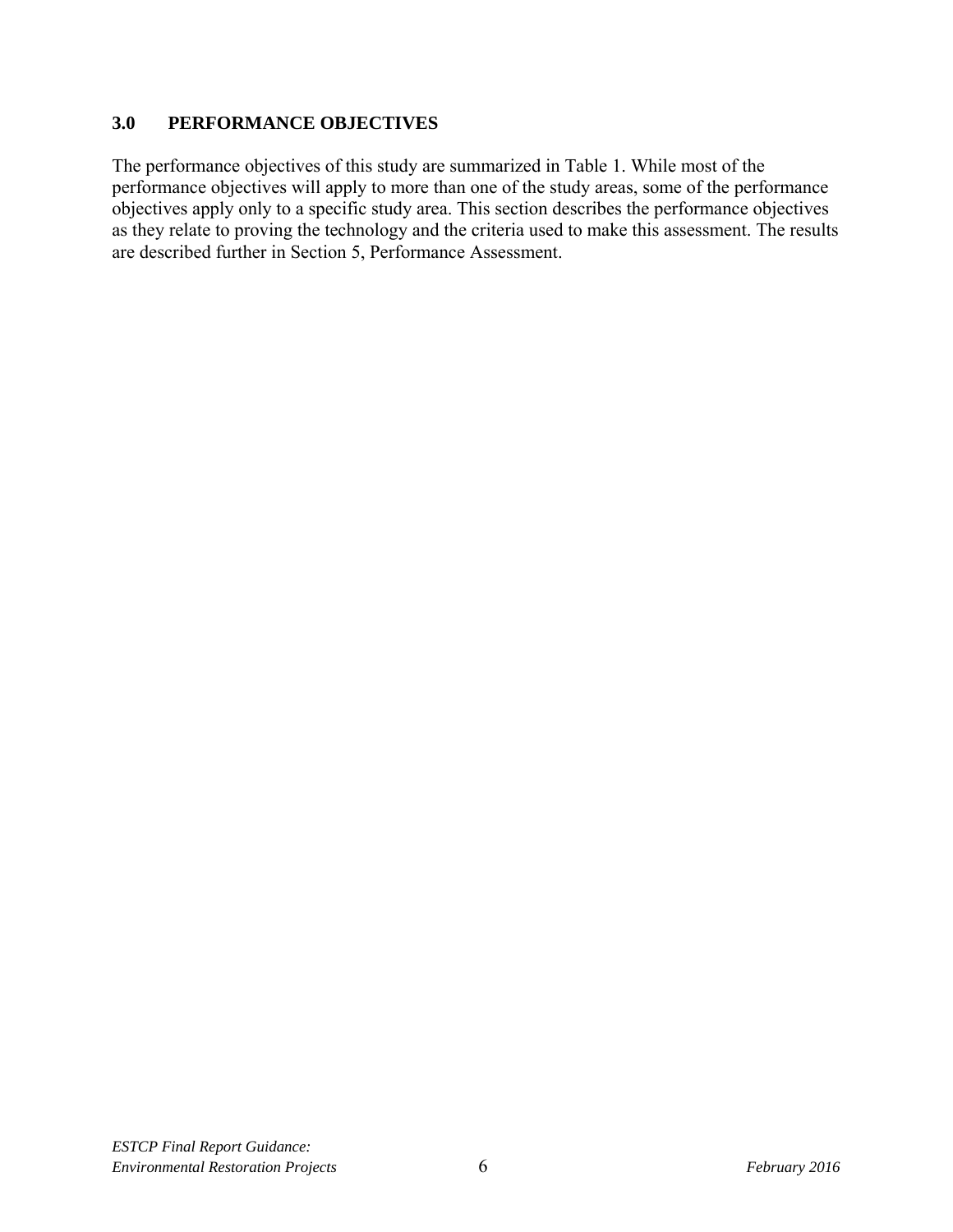## 3.0 PERFORMANCE OBJECTIVES

The performance objectives of this study are summarized in Table 1. While most of the performance objectives will apply to more than one of the study areas, some of the performance objectives apply only to a specific study area. This section describes the performance objectives as they relate to proving the technology and the criteria used to make this assessment. The results are described further in Section 5, Performance Assessment.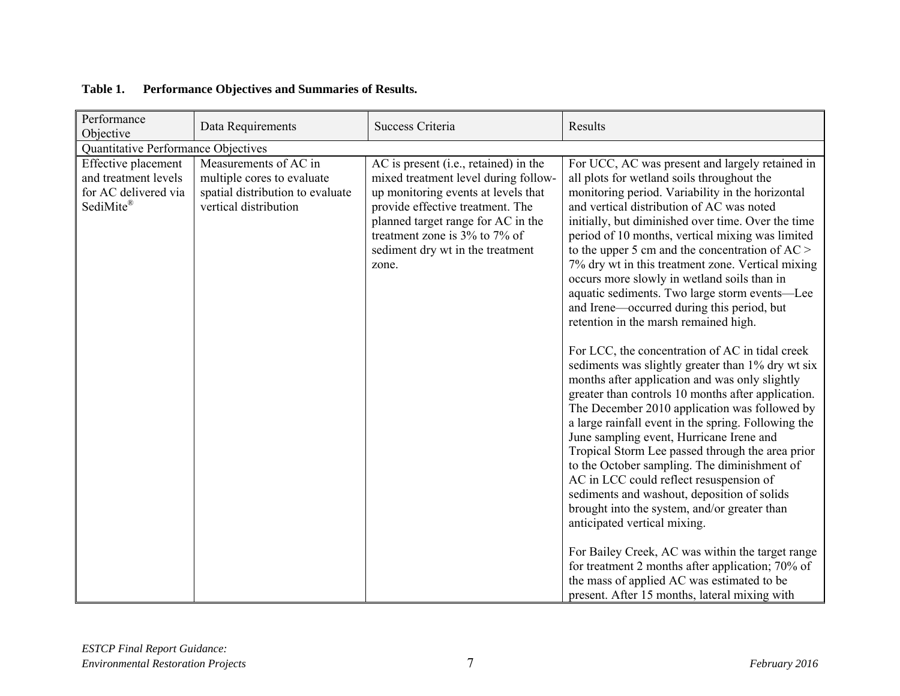**Table 1. Performance Objectives and Summaries of Results.**

| Performance Objective | Data Requirements | Success Criteria | Results |
|---|---|---|---|
| Quantitative Performance Objectives | | | |
| Effective placement and treatment levels for AC delivered via SediMite® | Measurements of AC in multiple cores to evaluate spatial distribution to evaluate vertical distribution | AC is present (i.e., retained) in the mixed treatment level during follow-up monitoring events at levels that provide effective treatment. The planned target range for AC in the treatment zone is 3% to 7% of sediment dry wt in the treatment zone. | For UCC, AC was present and largely retained in all plots for wetland soils throughout the monitoring period. Variability in the horizontal and vertical distribution of AC was noted initially, but diminished over time. Over the time period of 10 months, vertical mixing was limited to the upper 5 cm and the concentration of AC > 7% dry wt in this treatment zone. Vertical mixing occurs more slowly in wetland soils than in aquatic sediments. Two large storm events—Lee and Irene—occurred during this period, but retention in the marsh remained high.<br><br>For LCC, the concentration of AC in tidal creek sediments was slightly greater than 1% dry wt six months after application and was only slightly greater than controls 10 months after application. The December 2010 application was followed by a large rainfall event in the spring. Following the June sampling event, Hurricane Irene and Tropical Storm Lee passed through the area prior to the October sampling. The diminishment of AC in LCC could reflect resuspension of sediments and washout, deposition of solids brought into the system, and/or greater than anticipated vertical mixing.<br><br>For Bailey Creek, AC was within the target range for treatment 2 months after application; 70% of the mass of applied AC was estimated to be present. After 15 months, lateral mixing with |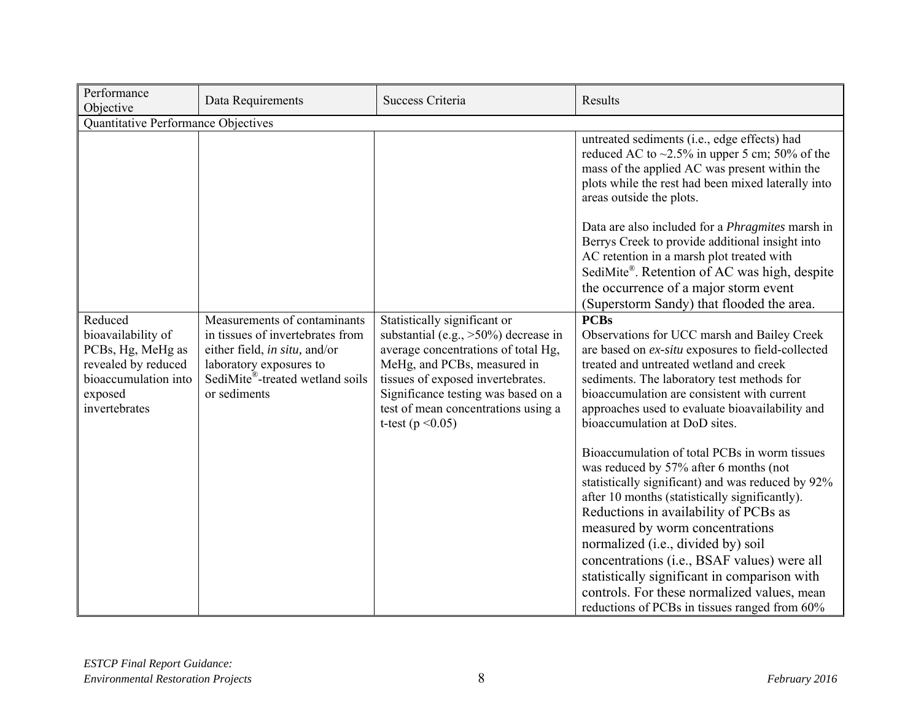| Performance Objective | Data Requirements | Success Criteria | Results |
|---|---|---|---|
| Quantitative Performance Objectives | | | |
| | | | untreated sediments (i.e., edge effects) had reduced AC to ~2.5% in upper 5 cm; 50% of the mass of the applied AC was present within the plots while the rest had been mixed laterally into areas outside the plots.<br><br>Data are also included for a *Phragmites* marsh in Berrys Creek to provide additional insight into AC retention in a marsh plot treated with SediMite®. Retention of AC was high, despite the occurrence of a major storm event (Superstorm Sandy) that flooded the area. |
| Reduced bioavailability of PCBs, Hg, MeHg as revealed by reduced bioaccumulation into exposed invertebrates | Measurements of contaminants in tissues of invertebrates from either field, *in situ,* and/or laboratory exposures to SediMite®-treated wetland soils or sediments | Statistically significant or substantial (e.g., >50%) decrease in average concentrations of total Hg, MeHg, and PCBs, measured in tissues of exposed invertebrates. Significance testing was based on a test of mean concentrations using a t-test ($p < 0.05$) | **PCBs**<br>Observations for UCC marsh and Bailey Creek are based on *ex-situ* exposures to field-collected treated and untreated wetland and creek sediments. The laboratory test methods for bioaccumulation are consistent with current approaches used to evaluate bioavailability and bioaccumulation at DoD sites.<br><br>Bioaccumulation of total PCBs in worm tissues was reduced by 57% after 6 months (not statistically significant) and was reduced by 92% after 10 months (statistically significantly). Reductions in availability of PCBs as measured by worm concentrations normalized (i.e., divided by) soil concentrations (i.e., BSAF values) were all statistically significant in comparison with controls. For these normalized values, mean reductions of PCBs in tissues ranged from 60% |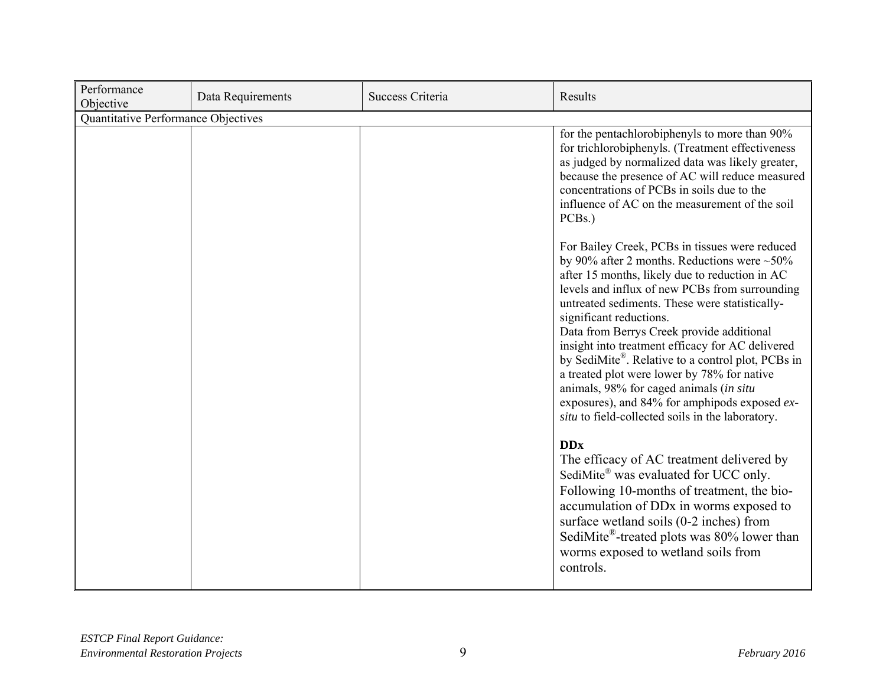| Performance Objective | Data Requirements | Success Criteria | Results |
|---|---|---|---|
| Quantitative Performance Objectives | | | |
| | | | for the pentachlorobiphenyls to more than 90% for trichlorobiphenyls. (Treatment effectiveness as judged by normalized data was likely greater, because the presence of AC will reduce measured concentrations of PCBs in soils due to the influence of AC on the measurement of the soil PCBs.)<br><br>For Bailey Creek, PCBs in tissues were reduced by 90% after 2 months. Reductions were ~50% after 15 months, likely due to reduction in AC levels and influx of new PCBs from surrounding untreated sediments. These were statistically-significant reductions.<br>Data from Berrys Creek provide additional insight into treatment efficacy for AC delivered by SediMite®. Relative to a control plot, PCBs in a treated plot were lower by 78% for native animals, 98% for caged animals (*in situ* exposures), and 84% for amphipods exposed *ex-situ* to field-collected soils in the laboratory.<br><br>**DDx**<br>The efficacy of AC treatment delivered by SediMite® was evaluated for UCC only. Following 10-months of treatment, the bio-accumulation of DDx in worms exposed to surface wetland soils (0-2 inches) from SediMite®-treated plots was 80% lower than worms exposed to wetland soils from controls. |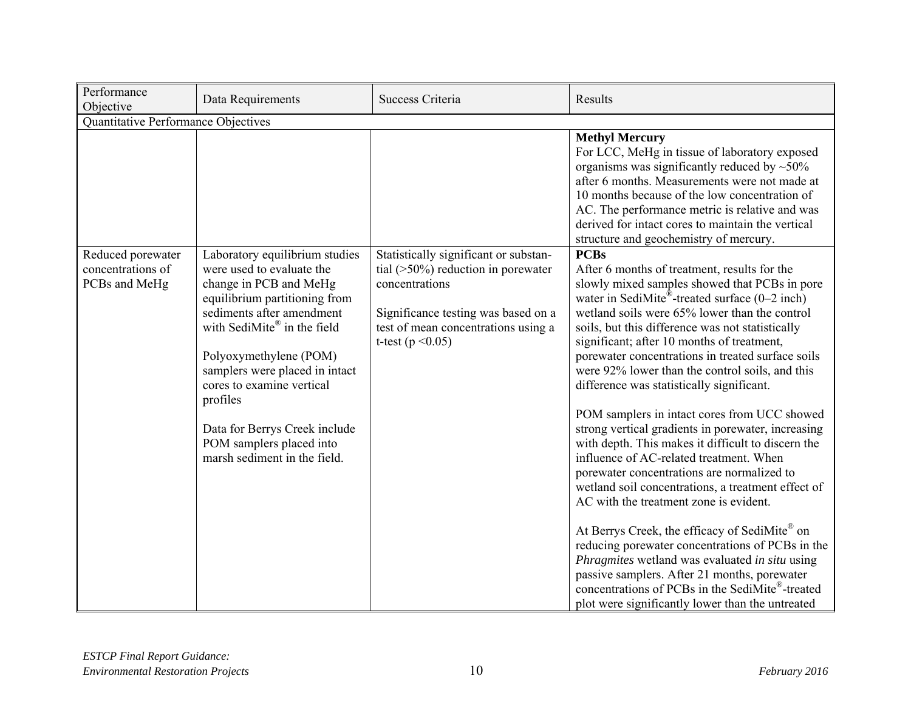| Performance Objective | Data Requirements | Success Criteria | Results |
|---|---|---|---|
| Quantitative Performance Objectives | | | |
| | | | **Methyl Mercury**<br>For LCC, MeHg in tissue of laboratory exposed organisms was significantly reduced by ~50% after 6 months. Measurements were not made at 10 months because of the low concentration of AC. The performance metric is relative and was derived for intact cores to maintain the vertical structure and geochemistry of mercury. |
| Reduced porewater concentrations of PCBs and MeHg | Laboratory equilibrium studies were used to evaluate the change in PCB and MeHg equilibrium partitioning from sediments after amendment with SediMite® in the field<br><br>Polyoxymethylene (POM) samplers were placed in intact cores to examine vertical profiles<br><br>Data for Berrys Creek include POM samplers placed into marsh sediment in the field. | Statistically significant or substantial (>50%) reduction in porewater concentrations<br><br>Significance testing was based on a test of mean concentrations using a t-test ($p < 0.05$) | **PCBs**<br>After 6 months of treatment, results for the slowly mixed samples showed that PCBs in pore water in SediMite®-treated surface (0–2 inch) wetland soils were 65% lower than the control soils, but this difference was not statistically significant; after 10 months of treatment, porewater concentrations in treated surface soils were 92% lower than the control soils, and this difference was statistically significant.<br><br>POM samplers in intact cores from UCC showed strong vertical gradients in porewater, increasing with depth. This makes it difficult to discern the influence of AC-related treatment. When porewater concentrations are normalized to wetland soil concentrations, a treatment effect of AC with the treatment zone is evident.<br><br>At Berrys Creek, the efficacy of SediMite® on reducing porewater concentrations of PCBs in the *Phragmites* wetland was evaluated *in situ* using passive samplers. After 21 months, porewater concentrations of PCBs in the SediMite®-treated plot were significantly lower than the untreated |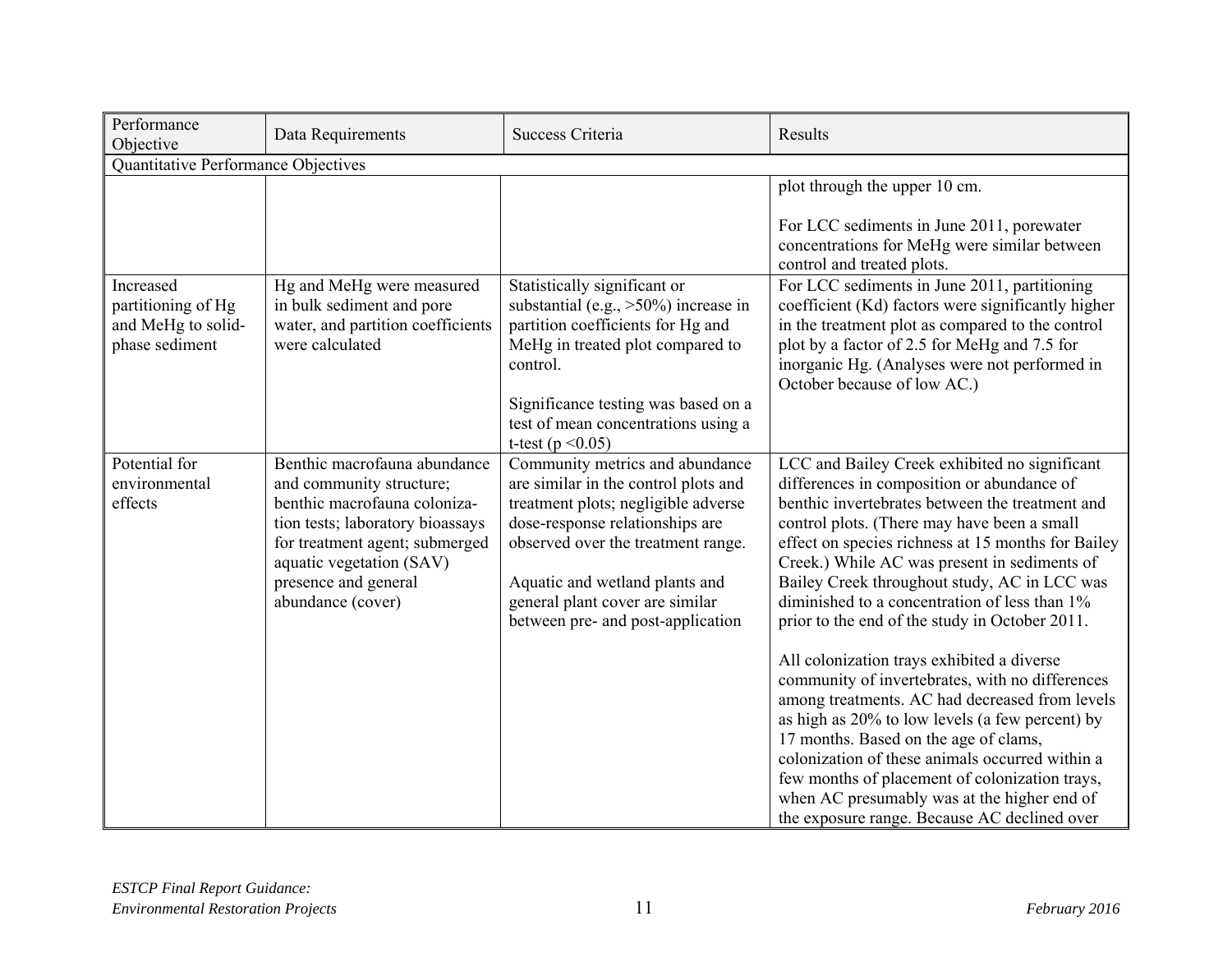| Performance Objective | Data Requirements | Success Criteria | Results |
|---|---|---|---|
| Quantitative Performance Objectives | | | |
| | | | plot through the upper 10 cm.<br><br>For LCC sediments in June 2011, porewater concentrations for MeHg were similar between control and treated plots. |
| Increased partitioning of Hg and MeHg to solid-phase sediment | Hg and MeHg were measured in bulk sediment and pore water, and partition coefficients were calculated | Statistically significant or substantial (e.g., >50%) increase in partition coefficients for Hg and MeHg in treated plot compared to control.<br><br>Significance testing was based on a test of mean concentrations using a t-test ($p < 0.05$) | For LCC sediments in June 2011, partitioning coefficient (Kd) factors were significantly higher in the treatment plot as compared to the control plot by a factor of 2.5 for MeHg and 7.5 for inorganic Hg. (Analyses were not performed in October because of low AC.) |
| Potential for environmental effects | Benthic macrofauna abundance and community structure; benthic macrofauna colonization tests; laboratory bioassays for treatment agent; submerged aquatic vegetation (SAV) presence and general abundance (cover) | Community metrics and abundance are similar in the control plots and treatment plots; negligible adverse dose-response relationships are observed over the treatment range.<br><br>Aquatic and wetland plants and general plant cover are similar between pre- and post-application | LCC and Bailey Creek exhibited no significant differences in composition or abundance of benthic invertebrates between the treatment and control plots. (There may have been a small effect on species richness at 15 months for Bailey Creek.) While AC was present in sediments of Bailey Creek throughout study, AC in LCC was diminished to a concentration of less than 1% prior to the end of the study in October 2011.<br><br>All colonization trays exhibited a diverse community of invertebrates, with no differences among treatments. AC had decreased from levels as high as 20% to low levels (a few percent) by 17 months. Based on the age of clams, colonization of these animals occurred within a few months of placement of colonization trays, when AC presumably was at the higher end of the exposure range. Because AC declined over |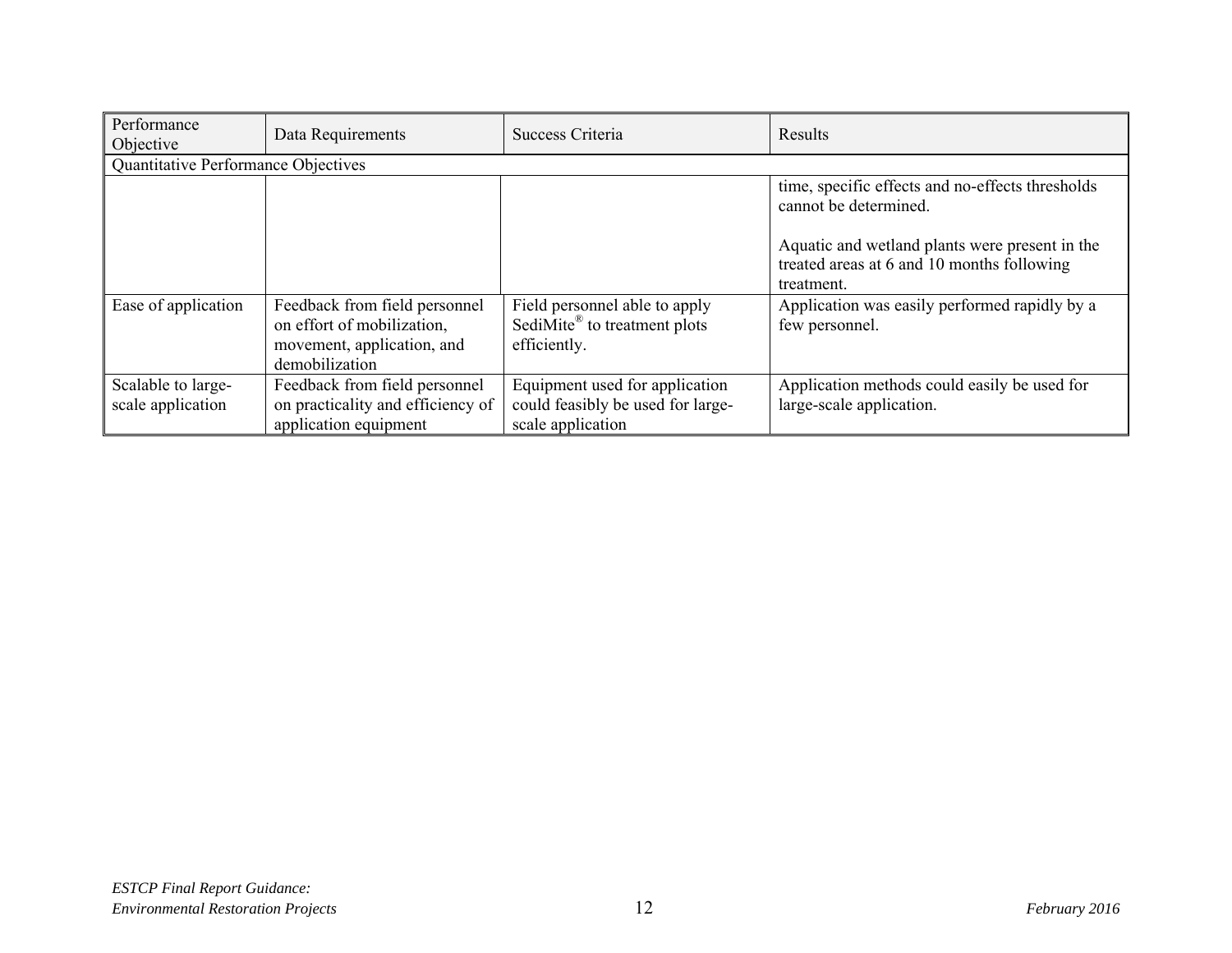| Performance Objective | Data Requirements | Success Criteria | Results |
|---|---|---|---|
| Quantitative Performance Objectives | | | |
| | | | time, specific effects and no-effects thresholds cannot be determined.<br><br>Aquatic and wetland plants were present in the treated areas at 6 and 10 months following treatment. |
| Ease of application | Feedback from field personnel on effort of mobilization, movement, application, and demobilization | Field personnel able to apply SediMite® to treatment plots efficiently. | Application was easily performed rapidly by a few personnel. |
| Scalable to large-scale application | Feedback from field personnel on practicality and efficiency of application equipment | Equipment used for application could feasibly be used for large-scale application | Application methods could easily be used for large-scale application. |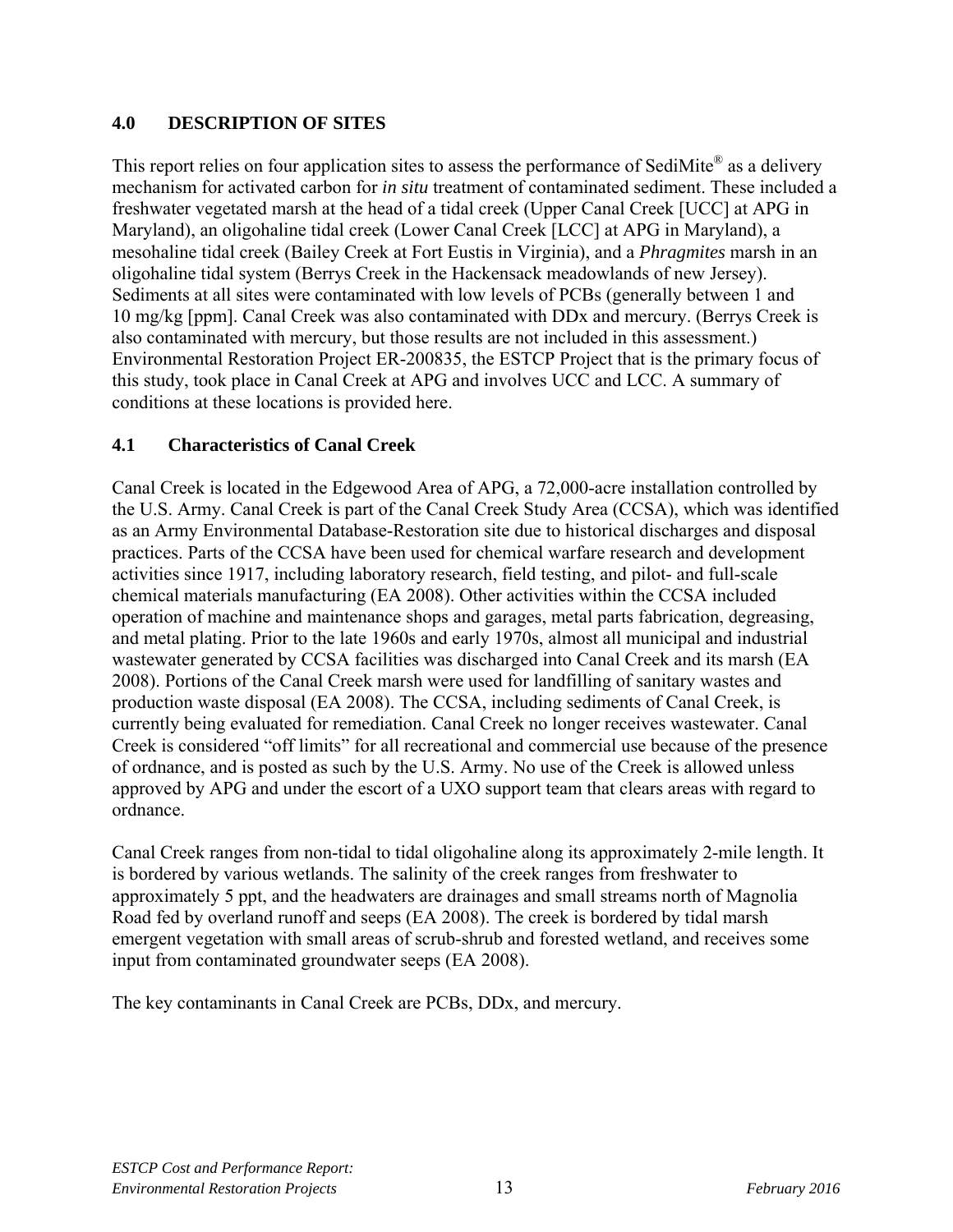## 4.0 DESCRIPTION OF SITES

This report relies on four application sites to assess the performance of SediMite® as a delivery mechanism for activated carbon for *in situ* treatment of contaminated sediment. These included a freshwater vegetated marsh at the head of a tidal creek (Upper Canal Creek [UCC] at APG in Maryland), an oligohaline tidal creek (Lower Canal Creek [LCC] at APG in Maryland), a mesohaline tidal creek (Bailey Creek at Fort Eustis in Virginia), and a *Phragmites* marsh in an oligohaline tidal system (Berrys Creek in the Hackensack meadowlands of new Jersey). Sediments at all sites were contaminated with low levels of PCBs (generally between 1 and 10 mg/kg [ppm]. Canal Creek was also contaminated with DDx and mercury. (Berrys Creek is also contaminated with mercury, but those results are not included in this assessment.) Environmental Restoration Project ER-200835, the ESTCP Project that is the primary focus of this study, took place in Canal Creek at APG and involves UCC and LCC. A summary of conditions at these locations is provided here.

### 4.1 Characteristics of Canal Creek

Canal Creek is located in the Edgewood Area of APG, a 72,000-acre installation controlled by the U.S. Army. Canal Creek is part of the Canal Creek Study Area (CCSA), which was identified as an Army Environmental Database-Restoration site due to historical discharges and disposal practices. Parts of the CCSA have been used for chemical warfare research and development activities since 1917, including laboratory research, field testing, and pilot- and full-scale chemical materials manufacturing (EA 2008). Other activities within the CCSA included operation of machine and maintenance shops and garages, metal parts fabrication, degreasing, and metal plating. Prior to the late 1960s and early 1970s, almost all municipal and industrial wastewater generated by CCSA facilities was discharged into Canal Creek and its marsh (EA 2008). Portions of the Canal Creek marsh were used for landfilling of sanitary wastes and production waste disposal (EA 2008). The CCSA, including sediments of Canal Creek, is currently being evaluated for remediation. Canal Creek no longer receives wastewater. Canal Creek is considered "off limits" for all recreational and commercial use because of the presence of ordnance, and is posted as such by the U.S. Army. No use of the Creek is allowed unless approved by APG and under the escort of a UXO support team that clears areas with regard to ordnance.

Canal Creek ranges from non-tidal to tidal oligohaline along its approximately 2-mile length. It is bordered by various wetlands. The salinity of the creek ranges from freshwater to approximately 5 ppt, and the headwaters are drainages and small streams north of Magnolia Road fed by overland runoff and seeps (EA 2008). The creek is bordered by tidal marsh emergent vegetation with small areas of scrub-shrub and forested wetland, and receives some input from contaminated groundwater seeps (EA 2008).

The key contaminants in Canal Creek are PCBs, DDx, and mercury.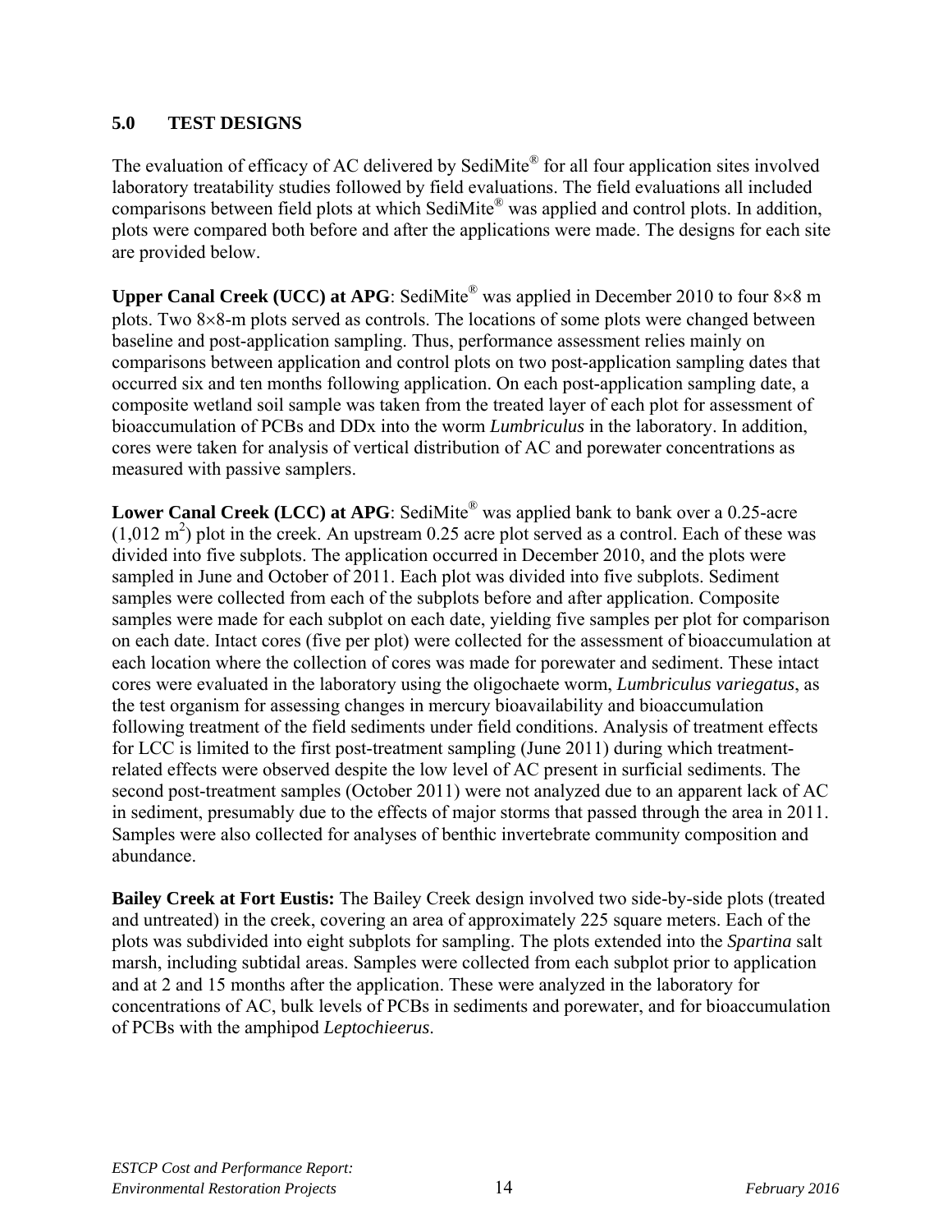## 5.0 TEST DESIGNS

The evaluation of efficacy of AC delivered by SediMite® for all four application sites involved laboratory treatability studies followed by field evaluations. The field evaluations all included comparisons between field plots at which SediMite® was applied and control plots. In addition, plots were compared both before and after the applications were made. The designs for each site are provided below.

**Upper Canal Creek (UCC) at APG**: SediMite® was applied in December 2010 to four 8×8 m plots. Two 8×8-m plots served as controls. The locations of some plots were changed between baseline and post-application sampling. Thus, performance assessment relies mainly on comparisons between application and control plots on two post-application sampling dates that occurred six and ten months following application. On each post-application sampling date, a composite wetland soil sample was taken from the treated layer of each plot for assessment of bioaccumulation of PCBs and DDx into the worm *Lumbriculus* in the laboratory. In addition, cores were taken for analysis of vertical distribution of AC and porewater concentrations as measured with passive samplers.

**Lower Canal Creek (LCC) at APG**: SediMite® was applied bank to bank over a 0.25-acre (1,012 $m^2$) plot in the creek. An upstream 0.25 acre plot served as a control. Each of these was divided into five subplots. The application occurred in December 2010, and the plots were sampled in June and October of 2011. Each plot was divided into five subplots. Sediment samples were collected from each of the subplots before and after application. Composite samples were made for each subplot on each date, yielding five samples per plot for comparison on each date. Intact cores (five per plot) were collected for the assessment of bioaccumulation at each location where the collection of cores was made for porewater and sediment. These intact cores were evaluated in the laboratory using the oligochaete worm, *Lumbriculus variegatus*, as the test organism for assessing changes in mercury bioavailability and bioaccumulation following treatment of the field sediments under field conditions. Analysis of treatment effects for LCC is limited to the first post-treatment sampling (June 2011) during which treatment-related effects were observed despite the low level of AC present in surficial sediments. The second post-treatment samples (October 2011) were not analyzed due to an apparent lack of AC in sediment, presumably due to the effects of major storms that passed through the area in 2011. Samples were also collected for analyses of benthic invertebrate community composition and abundance.

**Bailey Creek at Fort Eustis:** The Bailey Creek design involved two side-by-side plots (treated and untreated) in the creek, covering an area of approximately 225 square meters. Each of the plots was subdivided into eight subplots for sampling. The plots extended into the *Spartina* salt marsh, including subtidal areas. Samples were collected from each subplot prior to application and at 2 and 15 months after the application. These were analyzed in the laboratory for concentrations of AC, bulk levels of PCBs in sediments and porewater, and for bioaccumulation of PCBs with the amphipod *Leptochieerus*.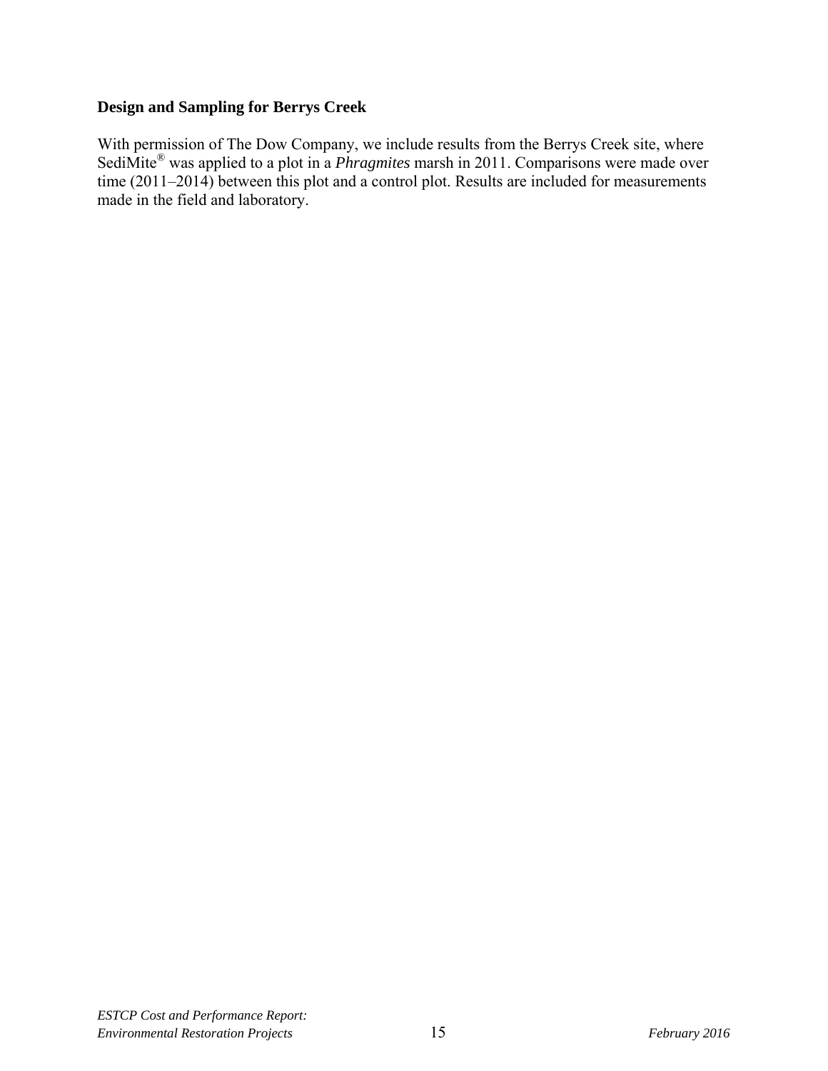### Design and Sampling for Berrys Creek

With permission of The Dow Company, we include results from the Berrys Creek site, where SediMite® was applied to a plot in a *Phragmites* marsh in 2011. Comparisons were made over time (2011–2014) between this plot and a control plot. Results are included for measurements made in the field and laboratory.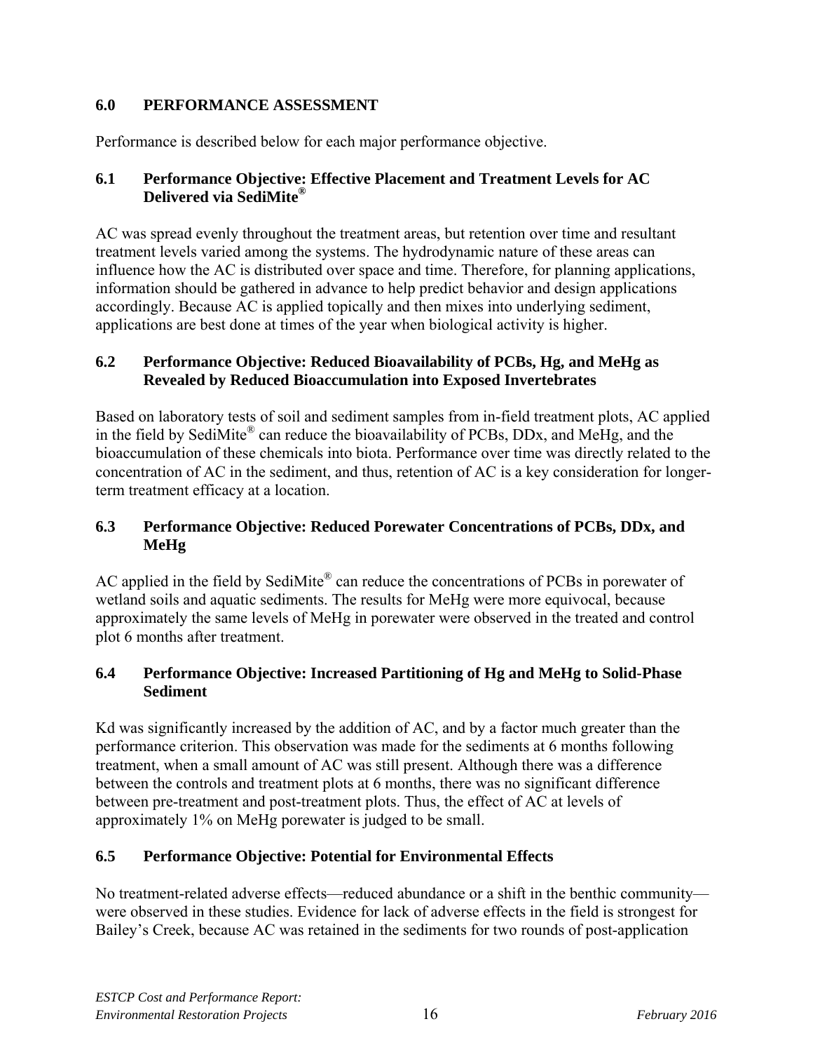## 6.0 PERFORMANCE ASSESSMENT

Performance is described below for each major performance objective.

### 6.1 Performance Objective: Effective Placement and Treatment Levels for AC Delivered via SediMite®

AC was spread evenly throughout the treatment areas, but retention over time and resultant treatment levels varied among the systems. The hydrodynamic nature of these areas can influence how the AC is distributed over space and time. Therefore, for planning applications, information should be gathered in advance to help predict behavior and design applications accordingly. Because AC is applied topically and then mixes into underlying sediment, applications are best done at times of the year when biological activity is higher.

### 6.2 Performance Objective: Reduced Bioavailability of PCBs, Hg, and MeHg as Revealed by Reduced Bioaccumulation into Exposed Invertebrates

Based on laboratory tests of soil and sediment samples from in-field treatment plots, AC applied in the field by SediMite® can reduce the bioavailability of PCBs, DDx, and MeHg, and the bioaccumulation of these chemicals into biota. Performance over time was directly related to the concentration of AC in the sediment, and thus, retention of AC is a key consideration for longer-term treatment efficacy at a location.

### 6.3 Performance Objective: Reduced Porewater Concentrations of PCBs, DDx, and MeHg

AC applied in the field by SediMite® can reduce the concentrations of PCBs in porewater of wetland soils and aquatic sediments. The results for MeHg were more equivocal, because approximately the same levels of MeHg in porewater were observed in the treated and control plot 6 months after treatment.

### 6.4 Performance Objective: Increased Partitioning of Hg and MeHg to Solid-Phase Sediment

Kd was significantly increased by the addition of AC, and by a factor much greater than the performance criterion. This observation was made for the sediments at 6 months following treatment, when a small amount of AC was still present. Although there was a difference between the controls and treatment plots at 6 months, there was no significant difference between pre-treatment and post-treatment plots. Thus, the effect of AC at levels of approximately 1% on MeHg porewater is judged to be small.

### 6.5 Performance Objective: Potential for Environmental Effects

No treatment-related adverse effects—reduced abundance or a shift in the benthic community—were observed in these studies. Evidence for lack of adverse effects in the field is strongest for Bailey's Creek, because AC was retained in the sediments for two rounds of post-application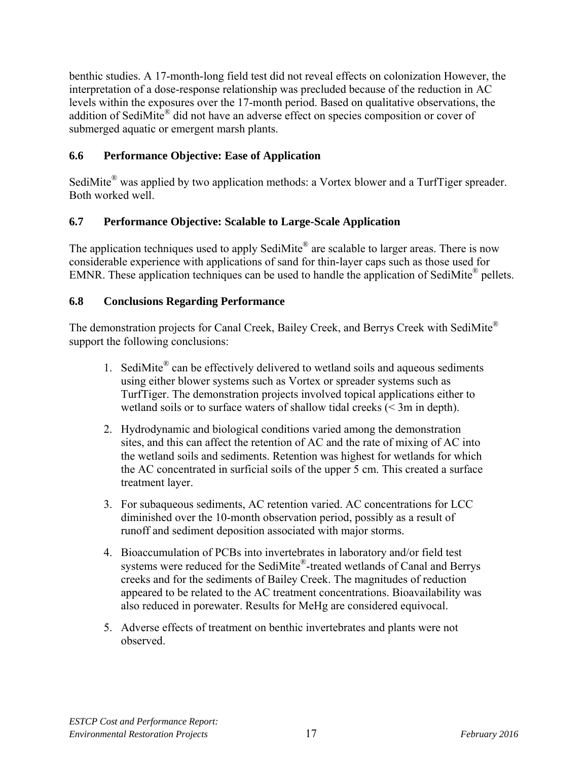benthic studies. A 17-month-long field test did not reveal effects on colonization However, the interpretation of a dose-response relationship was precluded because of the reduction in AC levels within the exposures over the 17-month period. Based on qualitative observations, the addition of SediMite® did not have an adverse effect on species composition or cover of submerged aquatic or emergent marsh plants.

### 6.6 Performance Objective: Ease of Application

SediMite® was applied by two application methods: a Vortex blower and a TurfTiger spreader. Both worked well.

### 6.7 Performance Objective: Scalable to Large-Scale Application

The application techniques used to apply SediMite® are scalable to larger areas. There is now considerable experience with applications of sand for thin-layer caps such as those used for EMNR. These application techniques can be used to handle the application of SediMite® pellets.

### 6.8 Conclusions Regarding Performance

The demonstration projects for Canal Creek, Bailey Creek, and Berrys Creek with SediMite® support the following conclusions:

1. SediMite® can be effectively delivered to wetland soils and aqueous sediments using either blower systems such as Vortex or spreader systems such as TurfTiger. The demonstration projects involved topical applications either to wetland soils or to surface waters of shallow tidal creeks (< 3m in depth).

2. Hydrodynamic and biological conditions varied among the demonstration sites, and this can affect the retention of AC and the rate of mixing of AC into the wetland soils and sediments. Retention was highest for wetlands for which the AC concentrated in surficial soils of the upper 5 cm. This created a surface treatment layer.

3. For subaqueous sediments, AC retention varied. AC concentrations for LCC diminished over the 10-month observation period, possibly as a result of runoff and sediment deposition associated with major storms.

4. Bioaccumulation of PCBs into invertebrates in laboratory and/or field test systems were reduced for the SediMite®-treated wetlands of Canal and Berrys creeks and for the sediments of Bailey Creek. The magnitudes of reduction appeared to be related to the AC treatment concentrations. Bioavailability was also reduced in porewater. Results for MeHg are considered equivocal.

5. Adverse effects of treatment on benthic invertebrates and plants were not observed.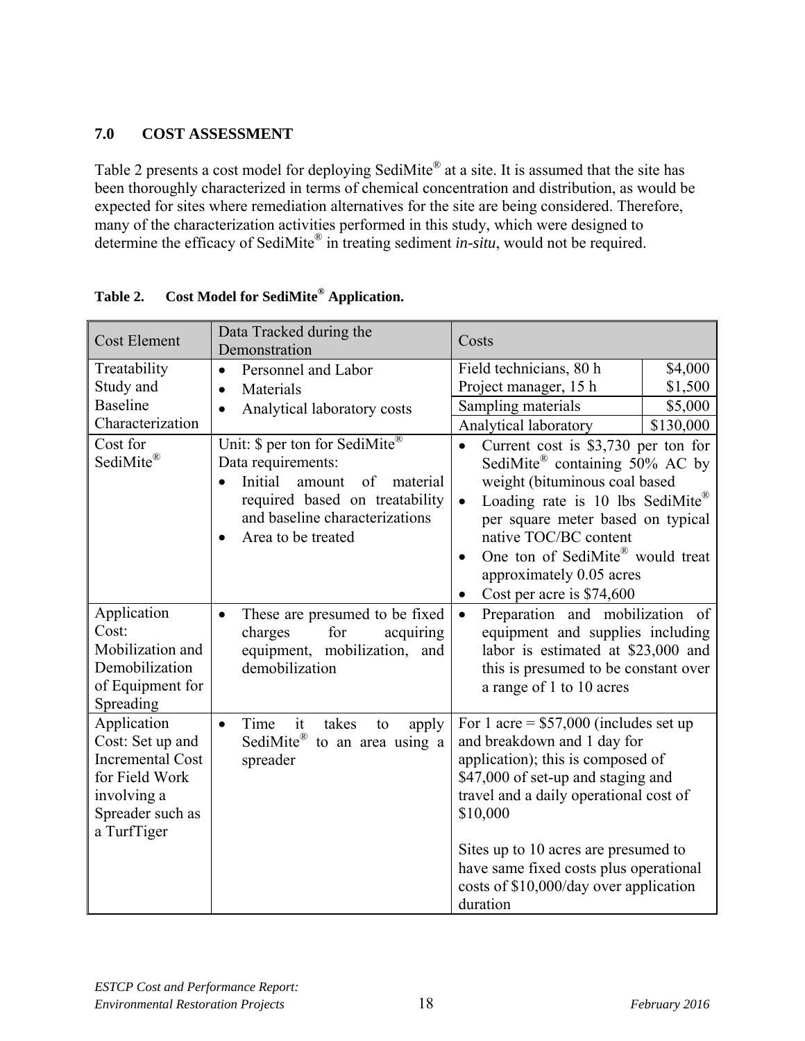## 7.0 COST ASSESSMENT

Table 2 presents a cost model for deploying SediMite® at a site. It is assumed that the site has been thoroughly characterized in terms of chemical concentration and distribution, as would be expected for sites where remediation alternatives for the site are being considered. Therefore, many of the characterization activities performed in this study, which were designed to determine the efficacy of SediMite® in treating sediment *in-situ*, would not be required.

**Table 2. Cost Model for SediMite® Application.**

| Cost Element | Data Tracked during the Demonstration | Costs | |
|---|---|---|---|
| Treatability Study and Baseline Characterization | • Personnel and Labor<br>• Materials<br>• Analytical laboratory costs | Field technicians, 80 h<br>Project manager, 15 h | $4,000<br>$1,500 |
| | | Sampling materials | $5,000 |
| | | Analytical laboratory | $130,000 |
| Cost for SediMite® | Unit: $ per ton for SediMite®<br>Data requirements:<br>• Initial amount of material required based on treatability and baseline characterizations<br>• Area to be treated | • Current cost is $3,730 per ton for SediMite® containing 50% AC by weight (bituminous coal based<br>• Loading rate is 10 lbs SediMite® per square meter based on typical native TOC/BC content<br>• One ton of SediMite® would treat approximately 0.05 acres<br>• Cost per acre is $74,600 | |
| Application Cost: Mobilization and Demobilization of Equipment for Spreading | • These are presumed to be fixed charges for acquiring equipment, mobilization, and demobilization | • Preparation and mobilization of equipment and supplies including labor is estimated at $23,000 and this is presumed to be constant over a range of 1 to 10 acres | |
| Application Cost: Set up and Incremental Cost for Field Work involving a Spreader such as a TurfTiger | • Time it takes to apply SediMite® to an area using a spreader | For 1 acre = $57,000 (includes set up and breakdown and 1 day for application); this is composed of $47,000 of set-up and staging and travel and a daily operational cost of $10,000<br><br>Sites up to 10 acres are presumed to have same fixed costs plus operational costs of $10,000/day over application duration | |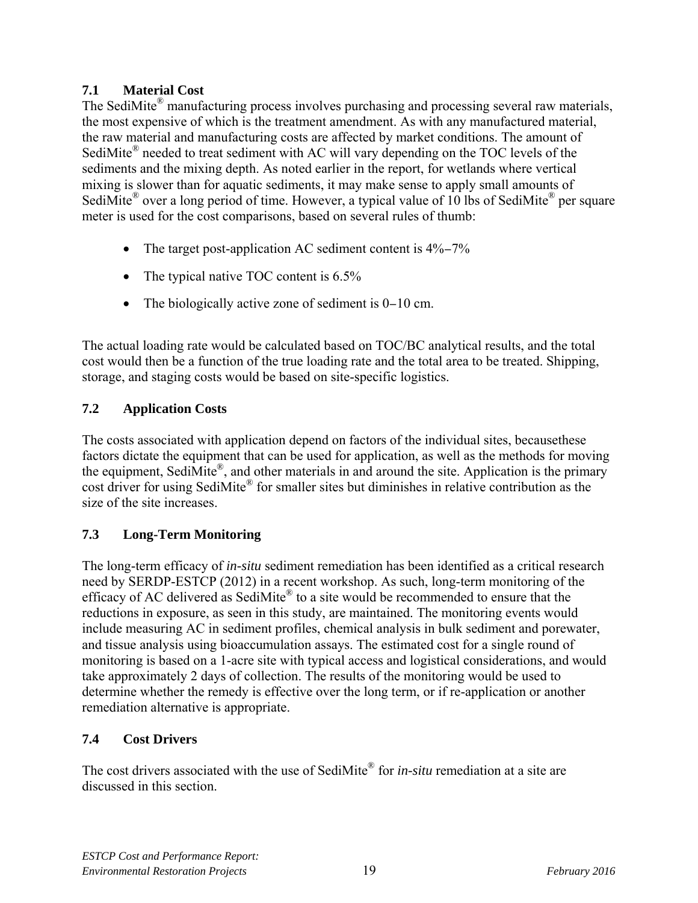## 7.1 Material Cost

The SediMite® manufacturing process involves purchasing and processing several raw materials, the most expensive of which is the treatment amendment. As with any manufactured material, the raw material and manufacturing costs are affected by market conditions. The amount of SediMite® needed to treat sediment with AC will vary depending on the TOC levels of the sediments and the mixing depth. As noted earlier in the report, for wetlands where vertical mixing is slower than for aquatic sediments, it may make sense to apply small amounts of SediMite® over a long period of time. However, a typical value of 10 lbs of SediMite® per square meter is used for the cost comparisons, based on several rules of thumb:

- The target post-application AC sediment content is 4%–7%
- The typical native TOC content is 6.5%
- The biologically active zone of sediment is 0–10 cm.

The actual loading rate would be calculated based on TOC/BC analytical results, and the total cost would then be a function of the true loading rate and the total area to be treated. Shipping, storage, and staging costs would be based on site-specific logistics.

## 7.2 Application Costs

The costs associated with application depend on factors of the individual sites, becausethese factors dictate the equipment that can be used for application, as well as the methods for moving the equipment, SediMite®, and other materials in and around the site. Application is the primary cost driver for using SediMite® for smaller sites but diminishes in relative contribution as the size of the site increases.

## 7.3 Long-Term Monitoring

The long-term efficacy of *in-situ* sediment remediation has been identified as a critical research need by SERDP-ESTCP (2012) in a recent workshop. As such, long-term monitoring of the efficacy of AC delivered as SediMite® to a site would be recommended to ensure that the reductions in exposure, as seen in this study, are maintained. The monitoring events would include measuring AC in sediment profiles, chemical analysis in bulk sediment and porewater, and tissue analysis using bioaccumulation assays. The estimated cost for a single round of monitoring is based on a 1-acre site with typical access and logistical considerations, and would take approximately 2 days of collection. The results of the monitoring would be used to determine whether the remedy is effective over the long term, or if re-application or another remediation alternative is appropriate.

## 7.4 Cost Drivers

The cost drivers associated with the use of SediMite® for *in-situ* remediation at a site are discussed in this section.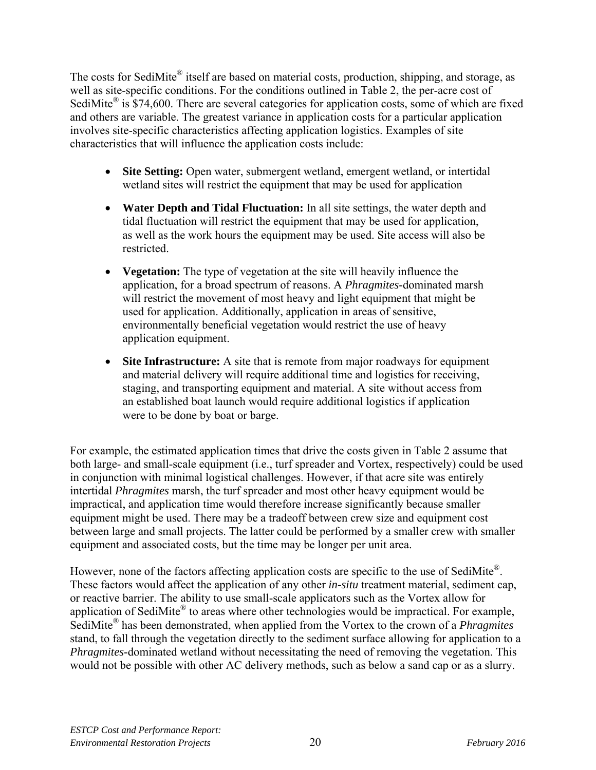The costs for SediMite® itself are based on material costs, production, shipping, and storage, as well as site-specific conditions. For the conditions outlined in Table 2, the per-acre cost of SediMite® is $74,600. There are several categories for application costs, some of which are fixed and others are variable. The greatest variance in application costs for a particular application involves site-specific characteristics affecting application logistics. Examples of site characteristics that will influence the application costs include:

- **Site Setting:** Open water, submergent wetland, emergent wetland, or intertidal wetland sites will restrict the equipment that may be used for application
- **Water Depth and Tidal Fluctuation:** In all site settings, the water depth and tidal fluctuation will restrict the equipment that may be used for application, as well as the work hours the equipment may be used. Site access will also be restricted.
- **Vegetation:** The type of vegetation at the site will heavily influence the application, for a broad spectrum of reasons. A *Phragmites*-dominated marsh will restrict the movement of most heavy and light equipment that might be used for application. Additionally, application in areas of sensitive, environmentally beneficial vegetation would restrict the use of heavy application equipment.
- **Site Infrastructure:** A site that is remote from major roadways for equipment and material delivery will require additional time and logistics for receiving, staging, and transporting equipment and material. A site without access from an established boat launch would require additional logistics if application were to be done by boat or barge.

For example, the estimated application times that drive the costs given in Table 2 assume that both large- and small-scale equipment (i.e., turf spreader and Vortex, respectively) could be used in conjunction with minimal logistical challenges. However, if that acre site was entirely intertidal *Phragmites* marsh, the turf spreader and most other heavy equipment would be impractical, and application time would therefore increase significantly because smaller equipment might be used. There may be a tradeoff between crew size and equipment cost between large and small projects. The latter could be performed by a smaller crew with smaller equipment and associated costs, but the time may be longer per unit area.

However, none of the factors affecting application costs are specific to the use of SediMite®. These factors would affect the application of any other *in-situ* treatment material, sediment cap, or reactive barrier. The ability to use small-scale applicators such as the Vortex allow for application of SediMite® to areas where other technologies would be impractical. For example, SediMite® has been demonstrated, when applied from the Vortex to the crown of a *Phragmites* stand, to fall through the vegetation directly to the sediment surface allowing for application to a *Phragmites*-dominated wetland without necessitating the need of removing the vegetation. This would not be possible with other AC delivery methods, such as below a sand cap or as a slurry.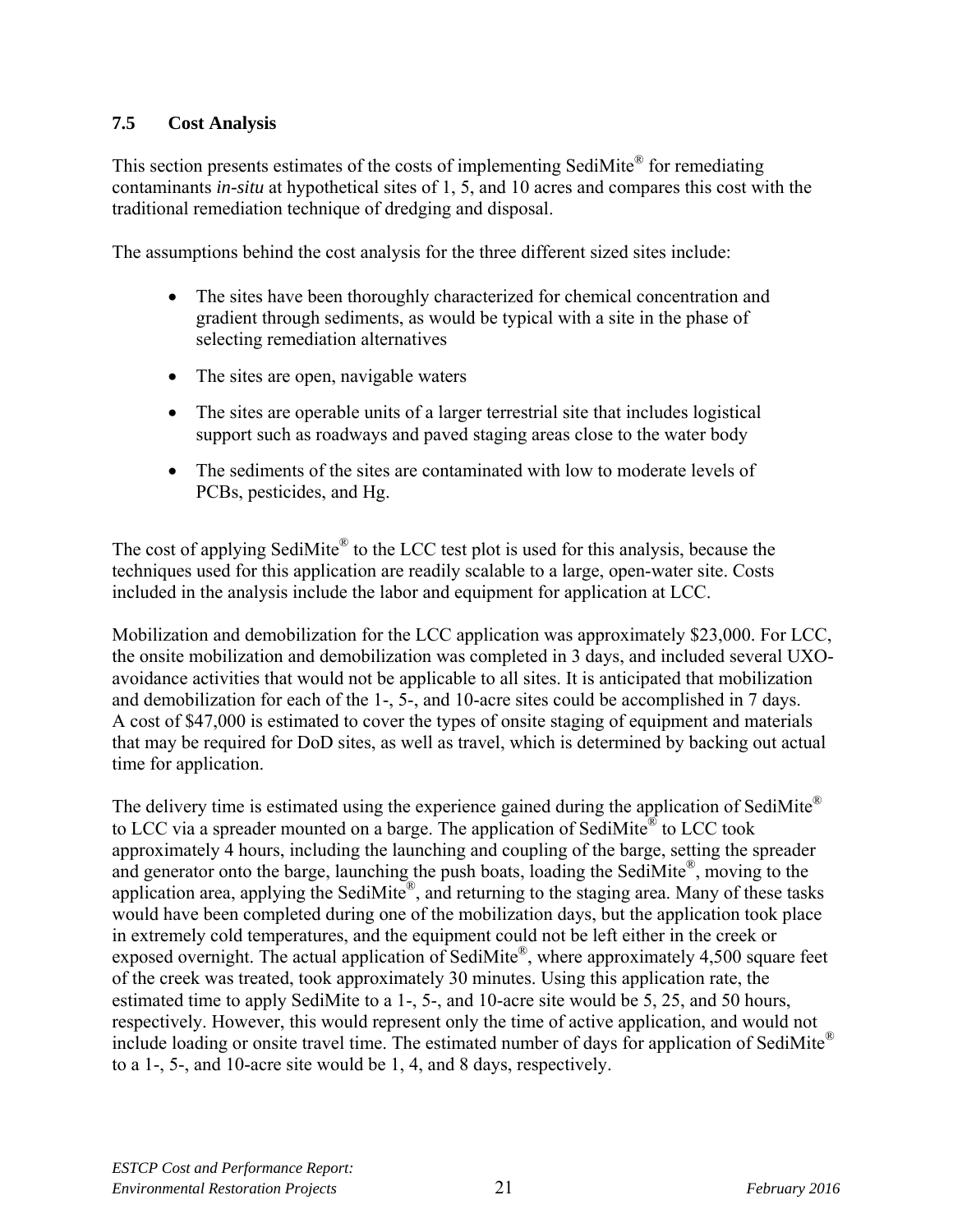### 7.5 Cost Analysis

This section presents estimates of the costs of implementing SediMite® for remediating contaminants *in-situ* at hypothetical sites of 1, 5, and 10 acres and compares this cost with the traditional remediation technique of dredging and disposal.

The assumptions behind the cost analysis for the three different sized sites include:

- The sites have been thoroughly characterized for chemical concentration and gradient through sediments, as would be typical with a site in the phase of selecting remediation alternatives
- The sites are open, navigable waters
- The sites are operable units of a larger terrestrial site that includes logistical support such as roadways and paved staging areas close to the water body
- The sediments of the sites are contaminated with low to moderate levels of PCBs, pesticides, and Hg.

The cost of applying SediMite® to the LCC test plot is used for this analysis, because the techniques used for this application are readily scalable to a large, open-water site. Costs included in the analysis include the labor and equipment for application at LCC.

Mobilization and demobilization for the LCC application was approximately $23,000. For LCC, the onsite mobilization and demobilization was completed in 3 days, and included several UXO-avoidance activities that would not be applicable to all sites. It is anticipated that mobilization and demobilization for each of the 1-, 5-, and 10-acre sites could be accomplished in 7 days. A cost of $47,000 is estimated to cover the types of onsite staging of equipment and materials that may be required for DoD sites, as well as travel, which is determined by backing out actual time for application.

The delivery time is estimated using the experience gained during the application of SediMite® to LCC via a spreader mounted on a barge. The application of SediMite® to LCC took approximately 4 hours, including the launching and coupling of the barge, setting the spreader and generator onto the barge, launching the push boats, loading the SediMite®, moving to the application area, applying the SediMite®, and returning to the staging area. Many of these tasks would have been completed during one of the mobilization days, but the application took place in extremely cold temperatures, and the equipment could not be left either in the creek or exposed overnight. The actual application of SediMite®, where approximately 4,500 square feet of the creek was treated, took approximately 30 minutes. Using this application rate, the estimated time to apply SediMite to a 1-, 5-, and 10-acre site would be 5, 25, and 50 hours, respectively. However, this would represent only the time of active application, and would not include loading or onsite travel time. The estimated number of days for application of SediMite® to a 1-, 5-, and 10-acre site would be 1, 4, and 8 days, respectively.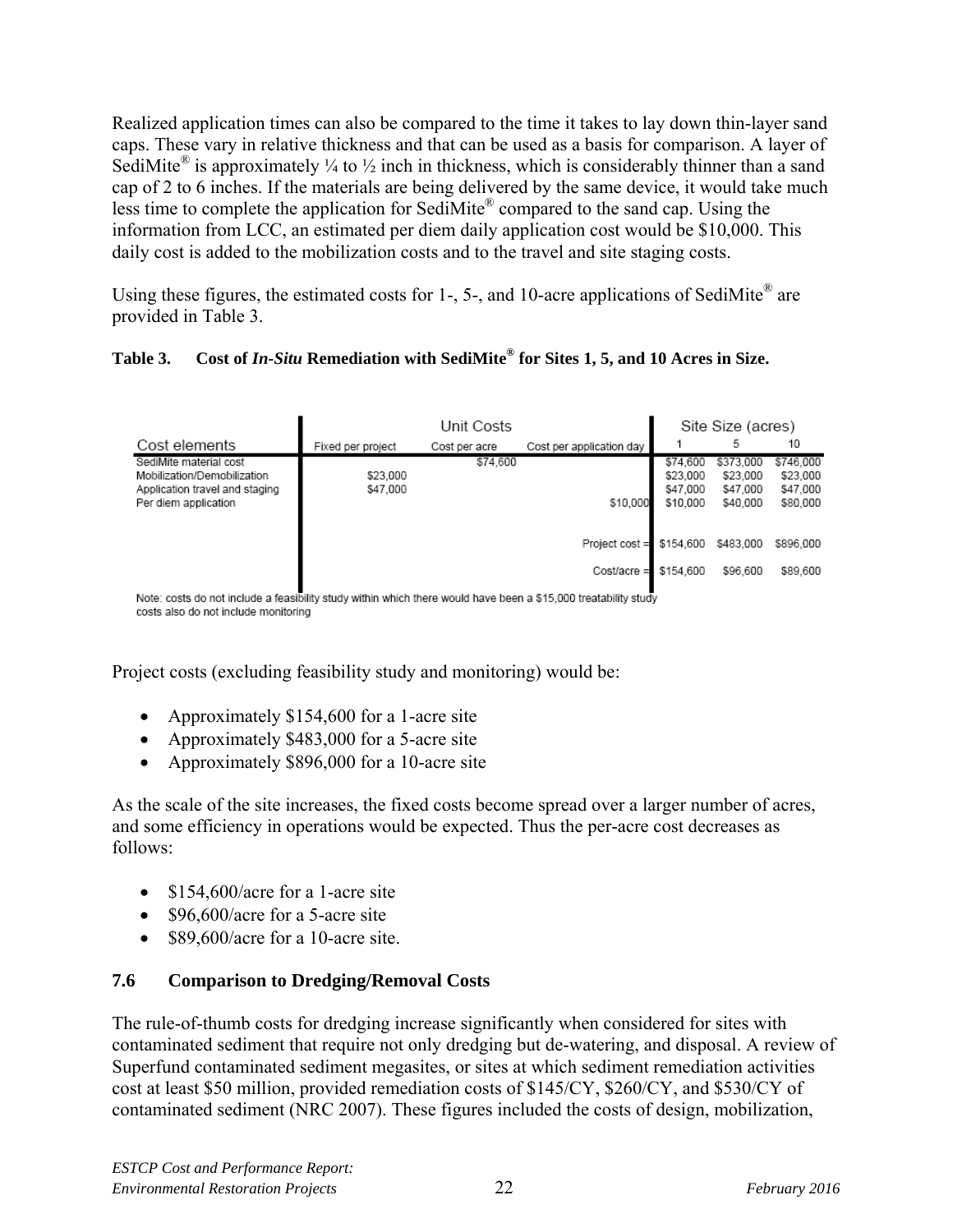Realized application times can also be compared to the time it takes to lay down thin-layer sand caps. These vary in relative thickness and that can be used as a basis for comparison. A layer of SediMite® is approximately ¼ to ½ inch in thickness, which is considerably thinner than a sand cap of 2 to 6 inches. If the materials are being delivered by the same device, it would take much less time to complete the application for SediMite® compared to the sand cap. Using the information from LCC, an estimated per diem daily application cost would be $10,000. This daily cost is added to the mobilization costs and to the travel and site staging costs.

Using these figures, the estimated costs for 1-, 5-, and 10-acre applications of SediMite® are provided in Table 3.

**Table 3. Cost of *In-Situ* Remediation with SediMite® for Sites 1, 5, and 10 Acres in Size.**

| | Unit Costs | | | Site Size (acres) | | |
|---|---|---|---|---|---|---|
| Cost elements | Fixed per project | Cost per acre | Cost per application day | 1 | 5 | 10 |
| SediMite material cost | | $74,600 | | $74,600 | $373,000 | $746,000 |
| Mobilization/Demobilization | $23,000 | | | $23,000 | $23,000 | $23,000 |
| Application travel and staging | $47,000 | | | $47,000 | $47,000 | $47,000 |
| Per diem application | | | $10,000 | $10,000 | $40,000 | $80,000 |
| | | | Project cost = | $154,600 | $483,000 | $896,000 |
| | | | Cost/acre = | $154,600 | $96,600 | $89,600 |

Note: costs do not include a feasibility study within which there would have been a $15,000 treatability study costs also do not include monitoring

Project costs (excluding feasibility study and monitoring) would be:

- Approximately $154,600 for a 1-acre site
- Approximately $483,000 for a 5-acre site
- Approximately $896,000 for a 10-acre site

As the scale of the site increases, the fixed costs become spread over a larger number of acres, and some efficiency in operations would be expected. Thus the per-acre cost decreases as follows:

- $154,600/acre for a 1-acre site
- $96,600/acre for a 5-acre site
- $89,600/acre for a 10-acre site.

### 7.6 Comparison to Dredging/Removal Costs

The rule-of-thumb costs for dredging increase significantly when considered for sites with contaminated sediment that require not only dredging but de-watering, and disposal. A review of Superfund contaminated sediment megasites, or sites at which sediment remediation activities cost at least $50 million, provided remediation costs of $145/CY, $260/CY, and $530/CY of contaminated sediment (NRC 2007). These figures included the costs of design, mobilization,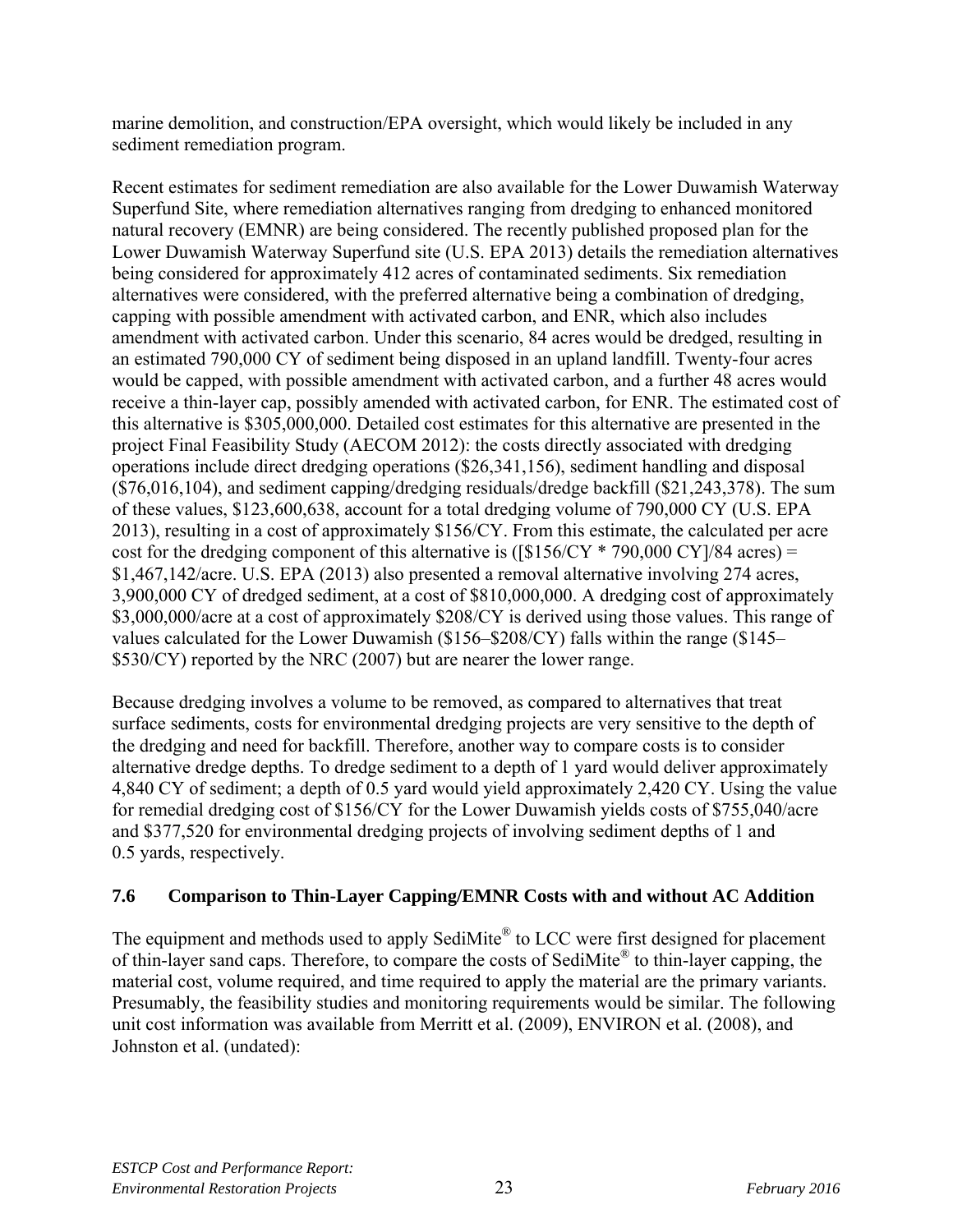marine demolition, and construction/EPA oversight, which would likely be included in any sediment remediation program.

Recent estimates for sediment remediation are also available for the Lower Duwamish Waterway Superfund Site, where remediation alternatives ranging from dredging to enhanced monitored natural recovery (EMNR) are being considered. The recently published proposed plan for the Lower Duwamish Waterway Superfund site (U.S. EPA 2013) details the remediation alternatives being considered for approximately 412 acres of contaminated sediments. Six remediation alternatives were considered, with the preferred alternative being a combination of dredging, capping with possible amendment with activated carbon, and ENR, which also includes amendment with activated carbon. Under this scenario, 84 acres would be dredged, resulting in an estimated 790,000 CY of sediment being disposed in an upland landfill. Twenty-four acres would be capped, with possible amendment with activated carbon, and a further 48 acres would receive a thin-layer cap, possibly amended with activated carbon, for ENR. The estimated cost of this alternative is $305,000,000. Detailed cost estimates for this alternative are presented in the project Final Feasibility Study (AECOM 2012): the costs directly associated with dredging operations include direct dredging operations ($26,341,156), sediment handling and disposal ($76,016,104), and sediment capping/dredging residuals/dredge backfill ($21,243,378). The sum of these values, $123,600,638, account for a total dredging volume of 790,000 CY (U.S. EPA 2013), resulting in a cost of approximately $156/CY. From this estimate, the calculated per acre cost for the dredging component of this alternative is ([$156/CY * 790,000 CY]/84 acres) = $1,467,142/acre. U.S. EPA (2013) also presented a removal alternative involving 274 acres, 3,900,000 CY of dredged sediment, at a cost of $810,000,000. A dredging cost of approximately $3,000,000/acre at a cost of approximately $208/CY is derived using those values. This range of values calculated for the Lower Duwamish ($156–$208/CY) falls within the range ($145–$530/CY) reported by the NRC (2007) but are nearer the lower range.

Because dredging involves a volume to be removed, as compared to alternatives that treat surface sediments, costs for environmental dredging projects are very sensitive to the depth of the dredging and need for backfill. Therefore, another way to compare costs is to consider alternative dredge depths. To dredge sediment to a depth of 1 yard would deliver approximately 4,840 CY of sediment; a depth of 0.5 yard would yield approximately 2,420 CY. Using the value for remedial dredging cost of $156/CY for the Lower Duwamish yields costs of $755,040/acre and $377,520 for environmental dredging projects of involving sediment depths of 1 and 0.5 yards, respectively.

### 7.6 Comparison to Thin-Layer Capping/EMNR Costs with and without AC Addition

The equipment and methods used to apply SediMite® to LCC were first designed for placement of thin-layer sand caps. Therefore, to compare the costs of SediMite® to thin-layer capping, the material cost, volume required, and time required to apply the material are the primary variants. Presumably, the feasibility studies and monitoring requirements would be similar. The following unit cost information was available from Merritt et al. (2009), ENVIRON et al. (2008), and Johnston et al. (undated):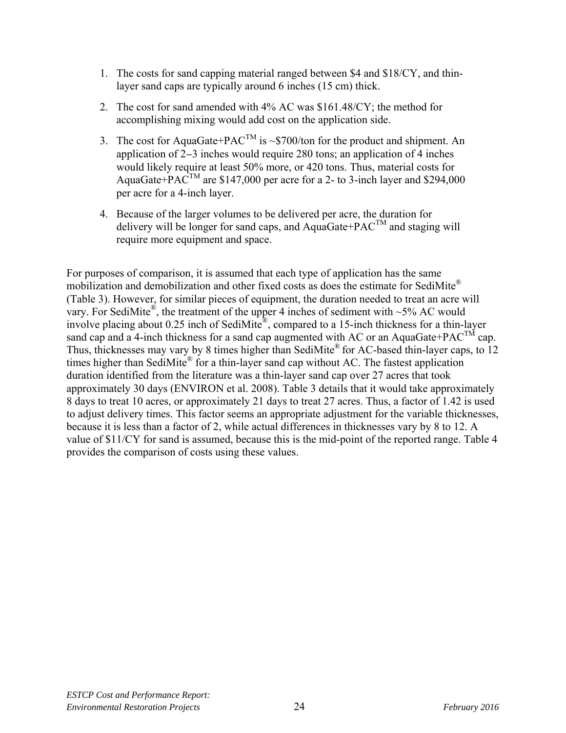1. The costs for sand capping material ranged between \$4 and \$18/CY, and thin-layer sand caps are typically around 6 inches (15 cm) thick.

2. The cost for sand amended with 4% AC was \$161.48/CY; the method for accomplishing mixing would add cost on the application side.

3. The cost for AquaGate+PAC™ is ~\$700/ton for the product and shipment. An application of 2–3 inches would require 280 tons; an application of 4 inches would likely require at least 50% more, or 420 tons. Thus, material costs for AquaGate+PAC™ are \$147,000 per acre for a 2- to 3-inch layer and \$294,000 per acre for a 4-inch layer.

4. Because of the larger volumes to be delivered per acre, the duration for delivery will be longer for sand caps, and AquaGate+PAC™ and staging will require more equipment and space.

For purposes of comparison, it is assumed that each type of application has the same mobilization and demobilization and other fixed costs as does the estimate for SediMite® (Table 3). However, for similar pieces of equipment, the duration needed to treat an acre will vary. For SediMite®, the treatment of the upper 4 inches of sediment with ~5% AC would involve placing about 0.25 inch of SediMite®, compared to a 15-inch thickness for a thin-layer sand cap and a 4-inch thickness for a sand cap augmented with AC or an AquaGate+PAC™ cap. Thus, thicknesses may vary by 8 times higher than SediMite® for AC-based thin-layer caps, to 12 times higher than SediMite® for a thin-layer sand cap without AC. The fastest application duration identified from the literature was a thin-layer sand cap over 27 acres that took approximately 30 days (ENVIRON et al. 2008). Table 3 details that it would take approximately 8 days to treat 10 acres, or approximately 21 days to treat 27 acres. Thus, a factor of 1.42 is used to adjust delivery times. This factor seems an appropriate adjustment for the variable thicknesses, because it is less than a factor of 2, while actual differences in thicknesses vary by 8 to 12. A value of \$11/CY for sand is assumed, because this is the mid-point of the reported range. Table 4 provides the comparison of costs using these values.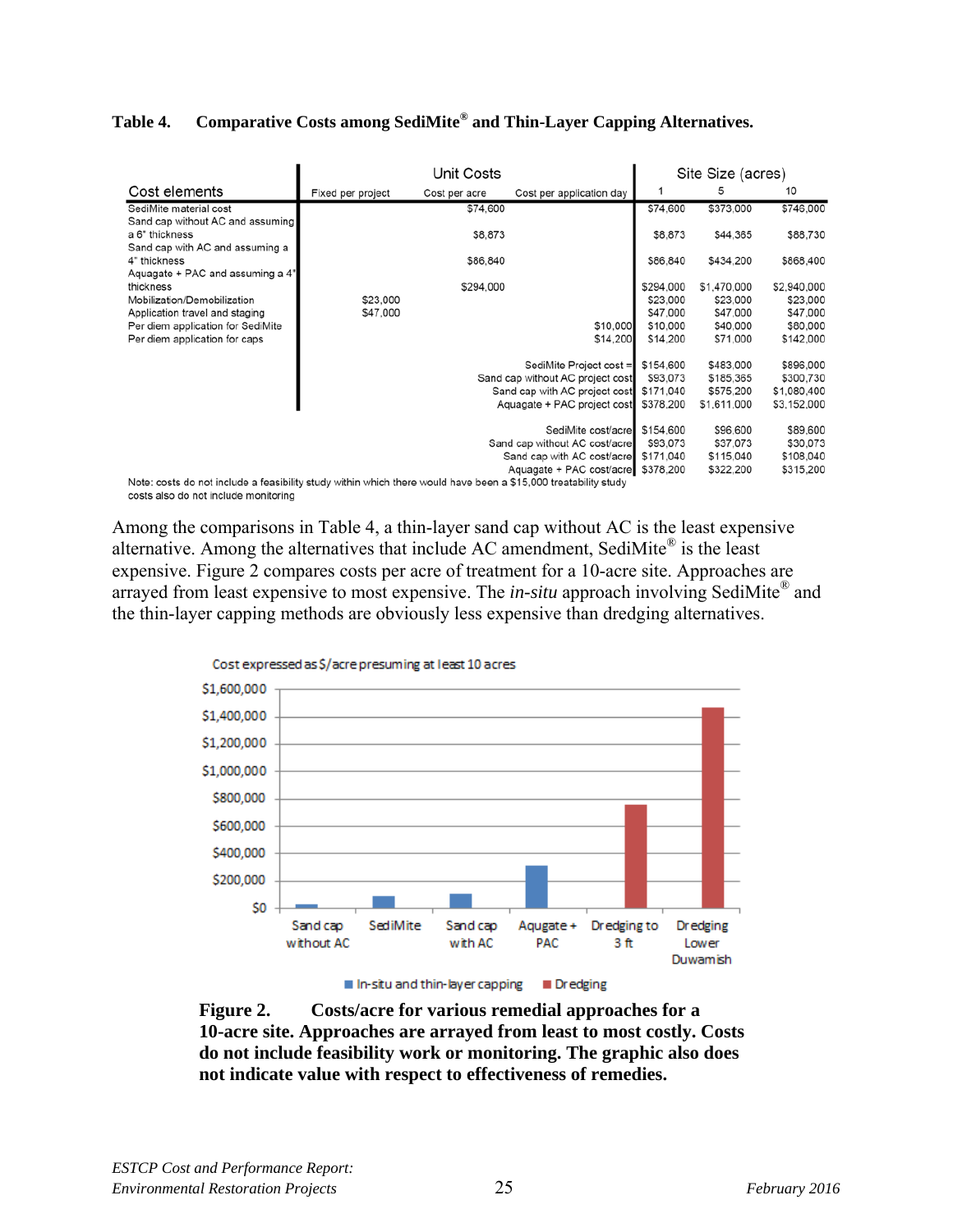**Table 4. Comparative Costs among SediMite® and Thin-Layer Capping Alternatives.**

| Cost elements | Unit Costs | | | Site Size (acres) | | |
|---|---|---|---|---|---|---|
| | Fixed per project | Cost per acre | Cost per application day | 1 | 5 | 10 |
| SediMite material cost | | $74,600 | | $74,600 | $373,000 | $746,000 |
| Sand cap without AC and assuming a 6" thickness | | $8,873 | | $8,873 | $44,365 | $88,730 |
| Sand cap with AC and assuming a 4" thickness | | $86,840 | | $86,840 | $434,200 | $868,400 |
| Aquagate + PAC and assuming a 4" thickness | | $294,000 | | $294,000 | $1,470,000 | $2,940,000 |
| Mobilization/Demobilization | $23,000 | | | $23,000 | $23,000 | $23,000 |
| Application travel and staging | $47,000 | | | $47,000 | $47,000 | $47,000 |
| Per diem application for SediMite | | | $10,000 | $10,000 | $40,000 | $80,000 |
| Per diem application for caps | | | $14,200 | $14,200 | $71,000 | $142,000 |
| SediMite Project cost = | | | | $154,600 | $483,000 | $896,000 |
| Sand cap without AC project cost | | | | $93,073 | $185,365 | $300,730 |
| Sand cap with AC project cost | | | | $171,040 | $575,200 | $1,080,400 |
| Aquagate + PAC project cost | | | | $378,200 | $1,611,000 | $3,152,000 |
| SediMite cost/acre | | | | $154,600 | $96,600 | $89,600 |
| Sand cap without AC cost/acre | | | | $93,073 | $37,073 | $30,073 |
| Sand cap with AC cost/acre | | | | $171,040 | $115,040 | $108,040 |
| Aquagate + PAC cost/acre | | | | $378,200 | $322,200 | $315,200 |

Note: costs do not include a feasibility study within which there would have been a $15,000 treatability study costs also do not include monitoring

Among the comparisons in Table 4, a thin-layer sand cap without AC is the least expensive alternative. Among the alternatives that include AC amendment, SediMite® is the least expensive. Figure 2 compares costs per acre of treatment for a 10-acre site. Approaches are arrayed from least expensive to most expensive. The *in-situ* approach involving SediMite® and the thin-layer capping methods are obviously less expensive than dredging alternatives.

**Figure 2. Costs/acre for various remedial approaches for a 10-acre site. Approaches are arrayed from least to most costly. Costs do not include feasibility work or monitoring. The graphic also does not indicate value with respect to effectiveness of remedies.**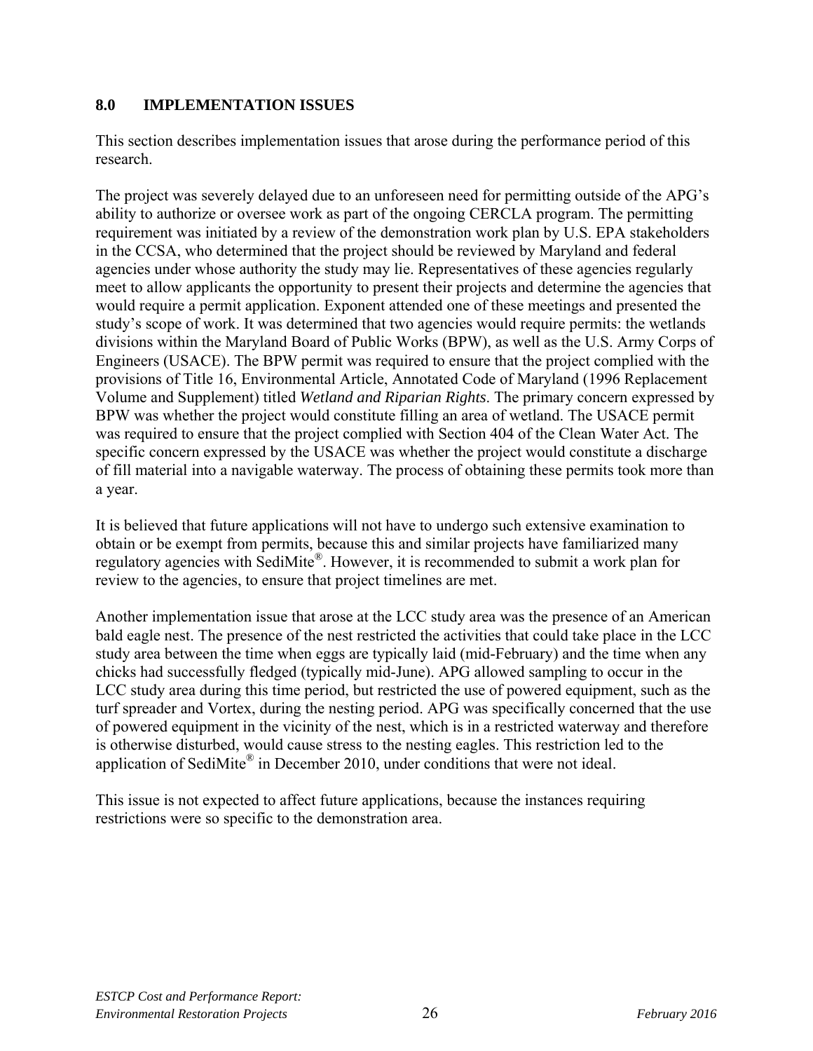# 8.0 IMPLEMENTATION ISSUES

This section describes implementation issues that arose during the performance period of this research.

The project was severely delayed due to an unforeseen need for permitting outside of the APG's ability to authorize or oversee work as part of the ongoing CERCLA program. The permitting requirement was initiated by a review of the demonstration work plan by U.S. EPA stakeholders in the CCSA, who determined that the project should be reviewed by Maryland and federal agencies under whose authority the study may lie. Representatives of these agencies regularly meet to allow applicants the opportunity to present their projects and determine the agencies that would require a permit application. Exponent attended one of these meetings and presented the study's scope of work. It was determined that two agencies would require permits: the wetlands divisions within the Maryland Board of Public Works (BPW), as well as the U.S. Army Corps of Engineers (USACE). The BPW permit was required to ensure that the project complied with the provisions of Title 16, Environmental Article, Annotated Code of Maryland (1996 Replacement Volume and Supplement) titled *Wetland and Riparian Rights*. The primary concern expressed by BPW was whether the project would constitute filling an area of wetland. The USACE permit was required to ensure that the project complied with Section 404 of the Clean Water Act. The specific concern expressed by the USACE was whether the project would constitute a discharge of fill material into a navigable waterway. The process of obtaining these permits took more than a year.

It is believed that future applications will not have to undergo such extensive examination to obtain or be exempt from permits, because this and similar projects have familiarized many regulatory agencies with SediMite®. However, it is recommended to submit a work plan for review to the agencies, to ensure that project timelines are met.

Another implementation issue that arose at the LCC study area was the presence of an American bald eagle nest. The presence of the nest restricted the activities that could take place in the LCC study area between the time when eggs are typically laid (mid-February) and the time when any chicks had successfully fledged (typically mid-June). APG allowed sampling to occur in the LCC study area during this time period, but restricted the use of powered equipment, such as the turf spreader and Vortex, during the nesting period. APG was specifically concerned that the use of powered equipment in the vicinity of the nest, which is in a restricted waterway and therefore is otherwise disturbed, would cause stress to the nesting eagles. This restriction led to the application of SediMite® in December 2010, under conditions that were not ideal.

This issue is not expected to affect future applications, because the instances requiring restrictions were so specific to the demonstration area.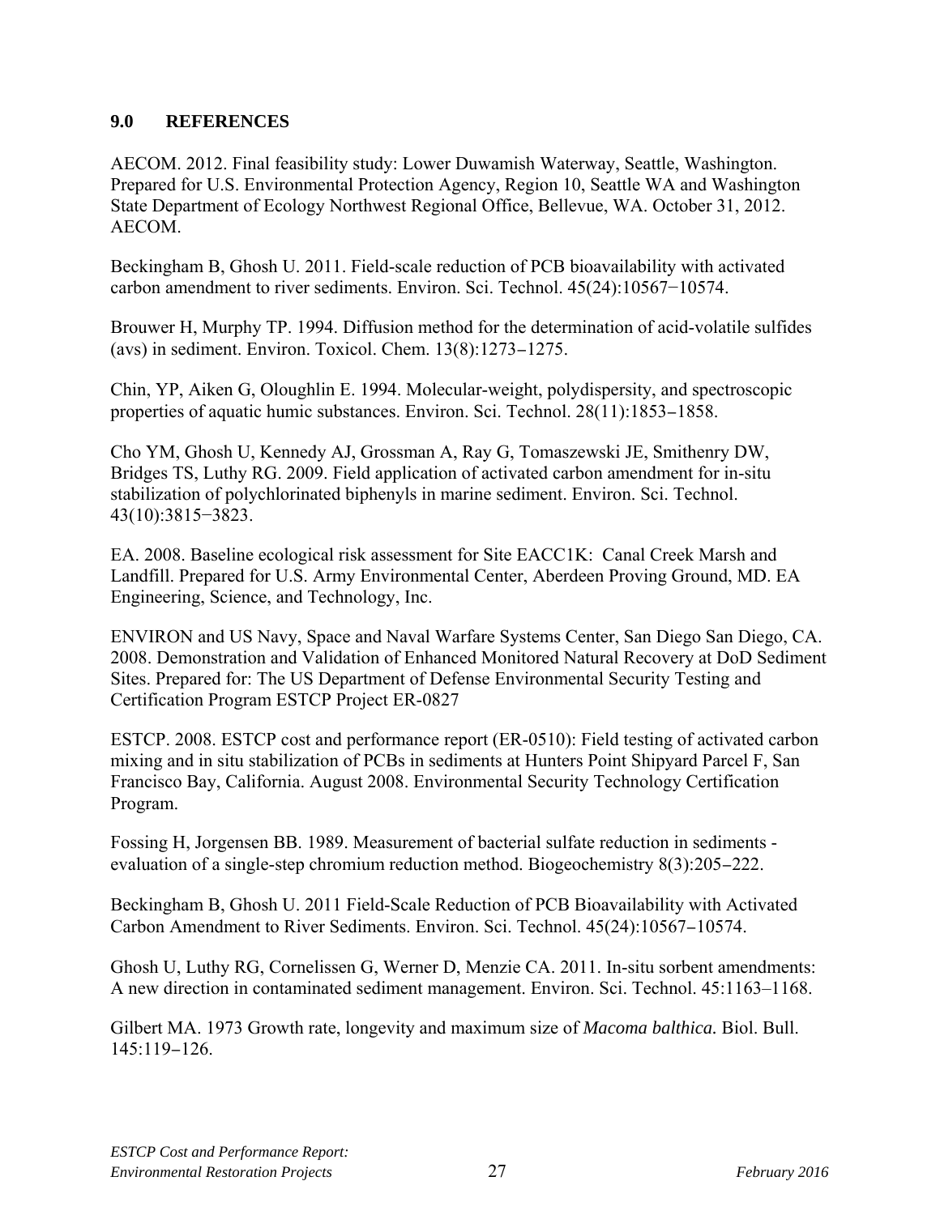## 9.0 REFERENCES

AECOM. 2012. Final feasibility study: Lower Duwamish Waterway, Seattle, Washington. Prepared for U.S. Environmental Protection Agency, Region 10, Seattle WA and Washington State Department of Ecology Northwest Regional Office, Bellevue, WA. October 31, 2012. AECOM.

Beckingham B, Ghosh U. 2011. Field-scale reduction of PCB bioavailability with activated carbon amendment to river sediments. Environ. Sci. Technol. 45(24):10567−10574.

Brouwer H, Murphy TP. 1994. Diffusion method for the determination of acid-volatile sulfides (avs) in sediment. Environ. Toxicol. Chem. 13(8):1273–1275.

Chin, YP, Aiken G, Oloughlin E. 1994. Molecular-weight, polydispersity, and spectroscopic properties of aquatic humic substances. Environ. Sci. Technol. 28(11):1853–1858.

Cho YM, Ghosh U, Kennedy AJ, Grossman A, Ray G, Tomaszewski JE, Smithenry DW, Bridges TS, Luthy RG. 2009. Field application of activated carbon amendment for in-situ stabilization of polychlorinated biphenyls in marine sediment. Environ. Sci. Technol. 43(10):3815−3823.

EA. 2008. Baseline ecological risk assessment for Site EACC1K: Canal Creek Marsh and Landfill. Prepared for U.S. Army Environmental Center, Aberdeen Proving Ground, MD. EA Engineering, Science, and Technology, Inc.

ENVIRON and US Navy, Space and Naval Warfare Systems Center, San Diego San Diego, CA. 2008. Demonstration and Validation of Enhanced Monitored Natural Recovery at DoD Sediment Sites. Prepared for: The US Department of Defense Environmental Security Testing and Certification Program ESTCP Project ER-0827

ESTCP. 2008. ESTCP cost and performance report (ER-0510): Field testing of activated carbon mixing and in situ stabilization of PCBs in sediments at Hunters Point Shipyard Parcel F, San Francisco Bay, California. August 2008. Environmental Security Technology Certification Program.

Fossing H, Jorgensen BB. 1989. Measurement of bacterial sulfate reduction in sediments - evaluation of a single-step chromium reduction method. Biogeochemistry 8(3):205–222.

Beckingham B, Ghosh U. 2011 Field-Scale Reduction of PCB Bioavailability with Activated Carbon Amendment to River Sediments. Environ. Sci. Technol. 45(24):10567–10574.

Ghosh U, Luthy RG, Cornelissen G, Werner D, Menzie CA. 2011. In-situ sorbent amendments: A new direction in contaminated sediment management. Environ. Sci. Technol. 45:1163–1168.

Gilbert MA. 1973 Growth rate, longevity and maximum size of *Macoma balthica.* Biol. Bull. 145:119–126.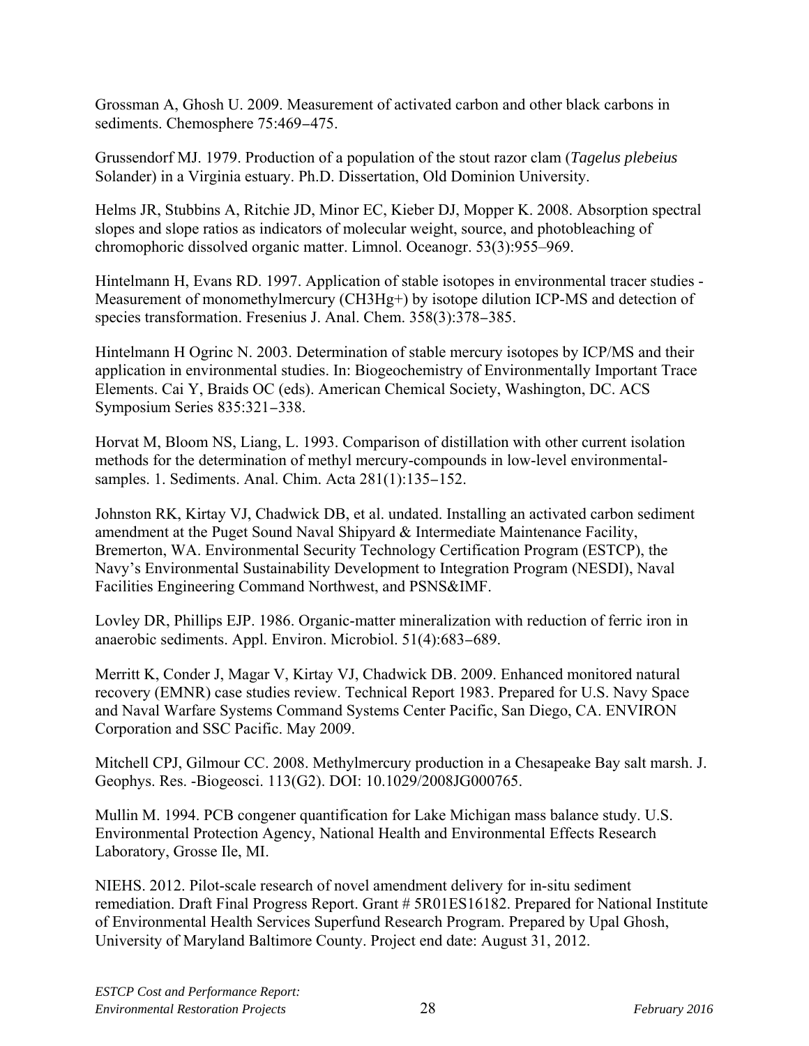Grossman A, Ghosh U. 2009. Measurement of activated carbon and other black carbons in sediments. Chemosphere 75:469–475.

Grussendorf MJ. 1979. Production of a population of the stout razor clam (*Tagelus plebeius* Solander) in a Virginia estuary. Ph.D. Dissertation, Old Dominion University.

Helms JR, Stubbins A, Ritchie JD, Minor EC, Kieber DJ, Mopper K. 2008. Absorption spectral slopes and slope ratios as indicators of molecular weight, source, and photobleaching of chromophoric dissolved organic matter. Limnol. Oceanogr. 53(3):955–969.

Hintelmann H, Evans RD. 1997. Application of stable isotopes in environmental tracer studies - Measurement of monomethylmercury ($CH_3Hg^+$) by isotope dilution ICP-MS and detection of species transformation. Fresenius J. Anal. Chem. 358(3):378–385.

Hintelmann H Ogrinc N. 2003. Determination of stable mercury isotopes by ICP/MS and their application in environmental studies. In: Biogeochemistry of Environmentally Important Trace Elements. Cai Y, Braids OC (eds). American Chemical Society, Washington, DC. ACS Symposium Series 835:321–338.

Horvat M, Bloom NS, Liang, L. 1993. Comparison of distillation with other current isolation methods for the determination of methyl mercury-compounds in low-level environmental-samples. 1. Sediments. Anal. Chim. Acta 281(1):135–152.

Johnston RK, Kirtay VJ, Chadwick DB, et al. undated. Installing an activated carbon sediment amendment at the Puget Sound Naval Shipyard & Intermediate Maintenance Facility, Bremerton, WA. Environmental Security Technology Certification Program (ESTCP), the Navy's Environmental Sustainability Development to Integration Program (NESDI), Naval Facilities Engineering Command Northwest, and PSNS&IMF.

Lovley DR, Phillips EJP. 1986. Organic-matter mineralization with reduction of ferric iron in anaerobic sediments. Appl. Environ. Microbiol. 51(4):683–689.

Merritt K, Conder J, Magar V, Kirtay VJ, Chadwick DB. 2009. Enhanced monitored natural recovery (EMNR) case studies review. Technical Report 1983. Prepared for U.S. Navy Space and Naval Warfare Systems Command Systems Center Pacific, San Diego, CA. ENVIRON Corporation and SSC Pacific. May 2009.

Mitchell CPJ, Gilmour CC. 2008. Methylmercury production in a Chesapeake Bay salt marsh. J. Geophys. Res. -Biogeosci. 113(G2). DOI: 10.1029/2008JG000765.

Mullin M. 1994. PCB congener quantification for Lake Michigan mass balance study. U.S. Environmental Protection Agency, National Health and Environmental Effects Research Laboratory, Grosse Ile, MI.

NIEHS. 2012. Pilot-scale research of novel amendment delivery for in-situ sediment remediation. Draft Final Progress Report. Grant # 5R01ES16182. Prepared for National Institute of Environmental Health Services Superfund Research Program. Prepared by Upal Ghosh, University of Maryland Baltimore County. Project end date: August 31, 2012.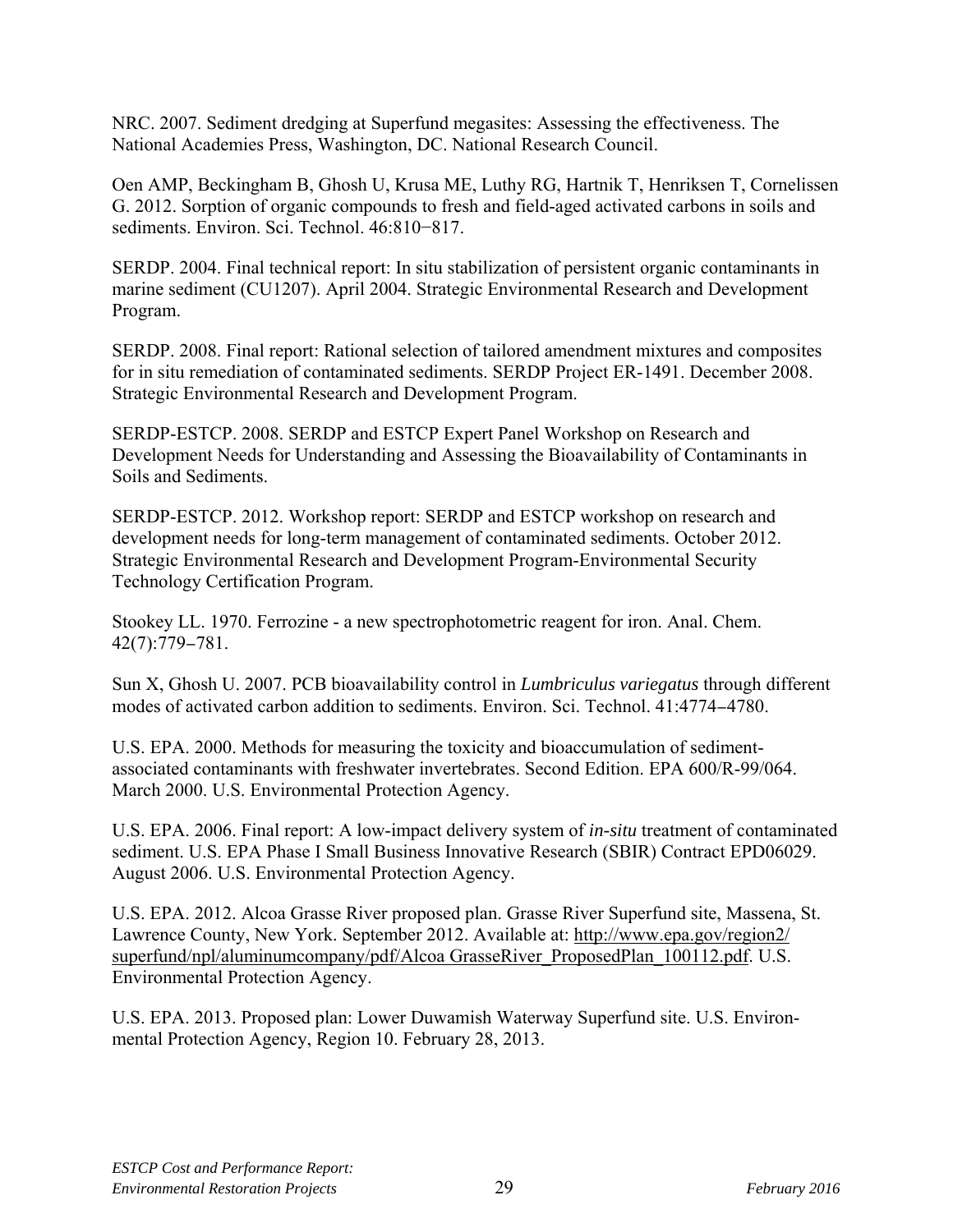NRC. 2007. Sediment dredging at Superfund megasites: Assessing the effectiveness. The National Academies Press, Washington, DC. National Research Council.

Oen AMP, Beckingham B, Ghosh U, Krusa ME, Luthy RG, Hartnik T, Henriksen T, Cornelissen G. 2012. Sorption of organic compounds to fresh and field-aged activated carbons in soils and sediments. Environ. Sci. Technol. 46:810−817.

SERDP. 2004. Final technical report: In situ stabilization of persistent organic contaminants in marine sediment (CU1207). April 2004. Strategic Environmental Research and Development Program.

SERDP. 2008. Final report: Rational selection of tailored amendment mixtures and composites for in situ remediation of contaminated sediments. SERDP Project ER-1491. December 2008. Strategic Environmental Research and Development Program.

SERDP-ESTCP. 2008. SERDP and ESTCP Expert Panel Workshop on Research and Development Needs for Understanding and Assessing the Bioavailability of Contaminants in Soils and Sediments.

SERDP-ESTCP. 2012. Workshop report: SERDP and ESTCP workshop on research and development needs for long-term management of contaminated sediments. October 2012. Strategic Environmental Research and Development Program-Environmental Security Technology Certification Program.

Stookey LL. 1970. Ferrozine - a new spectrophotometric reagent for iron. Anal. Chem. 42(7):779–781.

Sun X, Ghosh U. 2007. PCB bioavailability control in *Lumbriculus variegatus* through different modes of activated carbon addition to sediments. Environ. Sci. Technol. 41:4774–4780.

U.S. EPA. 2000. Methods for measuring the toxicity and bioaccumulation of sediment-associated contaminants with freshwater invertebrates. Second Edition. EPA 600/R-99/064. March 2000. U.S. Environmental Protection Agency.

U.S. EPA. 2006. Final report: A low-impact delivery system of *in-situ* treatment of contaminated sediment. U.S. EPA Phase I Small Business Innovative Research (SBIR) Contract EPD06029. August 2006. U.S. Environmental Protection Agency.

U.S. EPA. 2012. Alcoa Grasse River proposed plan. Grasse River Superfund site, Massena, St. Lawrence County, New York. September 2012. Available at: http://www.epa.gov/region2/superfund/npl/aluminumcompany/pdf/Alcoa GrasseRiver_ProposedPlan_100112.pdf. U.S. Environmental Protection Agency.

U.S. EPA. 2013. Proposed plan: Lower Duwamish Waterway Superfund site. U.S. Environmental Protection Agency, Region 10. February 28, 2013.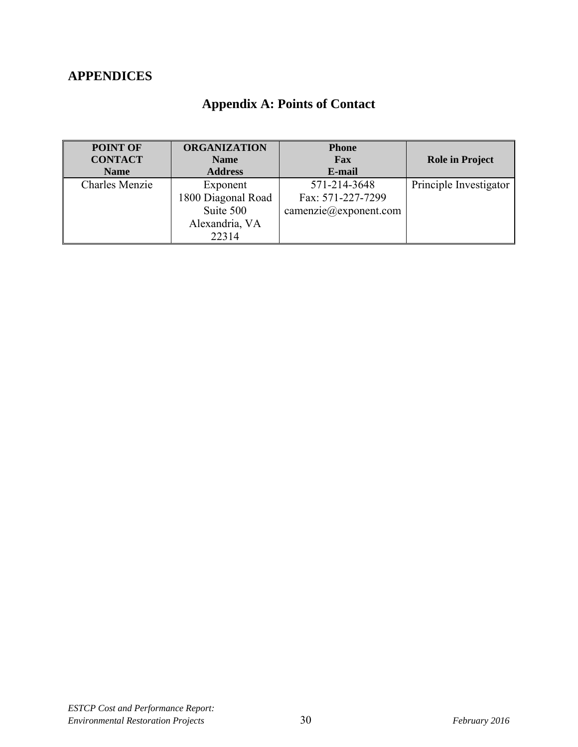# APPENDICES

## Appendix A: Points of Contact

| POINT OF CONTACT Name | ORGANIZATION Name Address | Phone Fax E-mail | Role in Project |
|---|---|---|---|
| Charles Menzie | Exponent 1800 Diagonal Road Suite 500 Alexandria, VA 22314 | 571-214-3648 Fax: 571-227-7299 camenzie@exponent.com | Principle Investigator |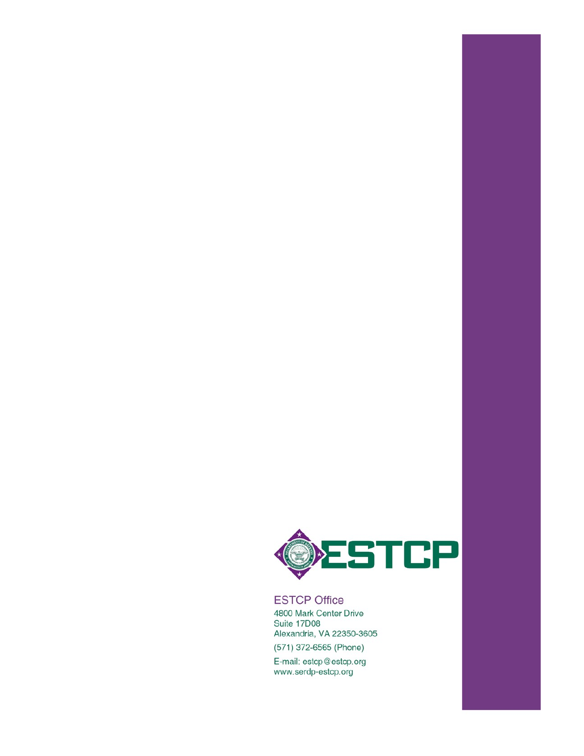ESTCP

ESTCP Office
4800 Mark Center Drive
Suite 17D08
Alexandria, VA 22350-3605

(571) 372-6565 (Phone)

E-mail: estcp@estcp.org
www.serdp-estcp.org